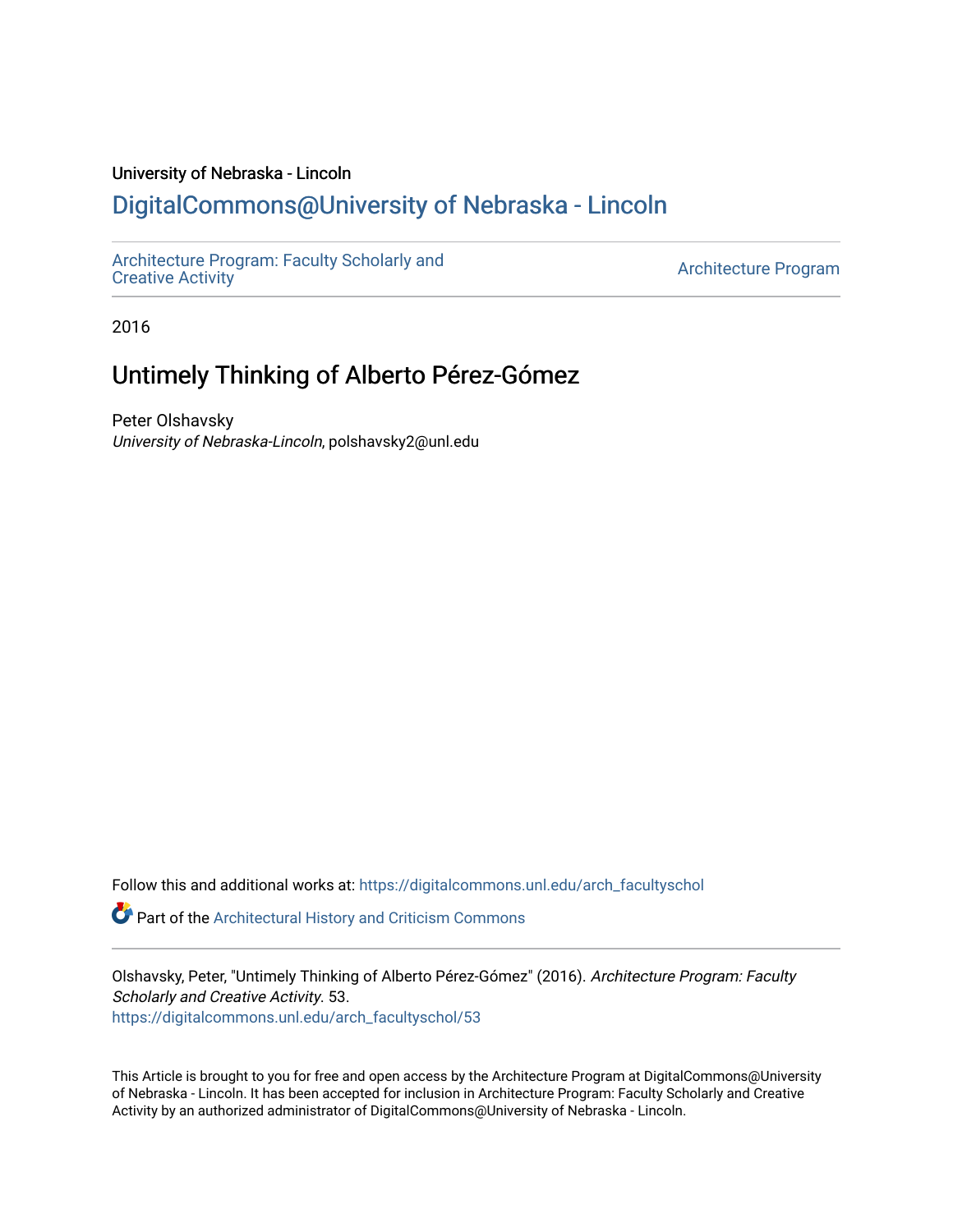University of Nebraska - Lincoln

## DigitalCommons@University of Nebraska - Lincoln

Architecture Program: Faculty Scholarly and Creative Activity

Architecture Program

2016

# Untimely Thinking of Alberto Pérez-Gómez

Peter Olshavsky

*University of Nebraska-Lincoln*, polshavsky2@unl.edu

Follow this and additional works at: https://digitalcommons.unl.edu/arch_facultyschol

Part of the Architectural History and Criticism Commons

Olshavsky, Peter, "Untimely Thinking of Alberto Pérez-Gómez" (2016). *Architecture Program: Faculty Scholarly and Creative Activity*. 53.
https://digitalcommons.unl.edu/arch_facultyschol/53

This Article is brought to you for free and open access by the Architecture Program at DigitalCommons@University of Nebraska - Lincoln. It has been accepted for inclusion in Architecture Program: Faculty Scholarly and Creative Activity by an authorized administrator of DigitalCommons@University of Nebraska - Lincoln.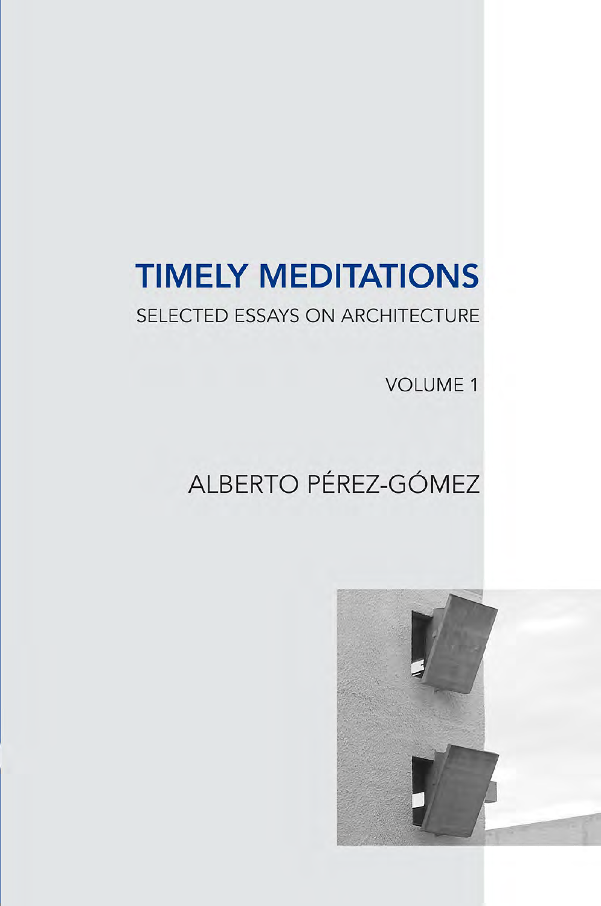# TIMELY MEDITATIONS

SELECTED ESSAYS ON ARCHITECTURE

VOLUME 1

ALBERTO PÉREZ-GÓMEZ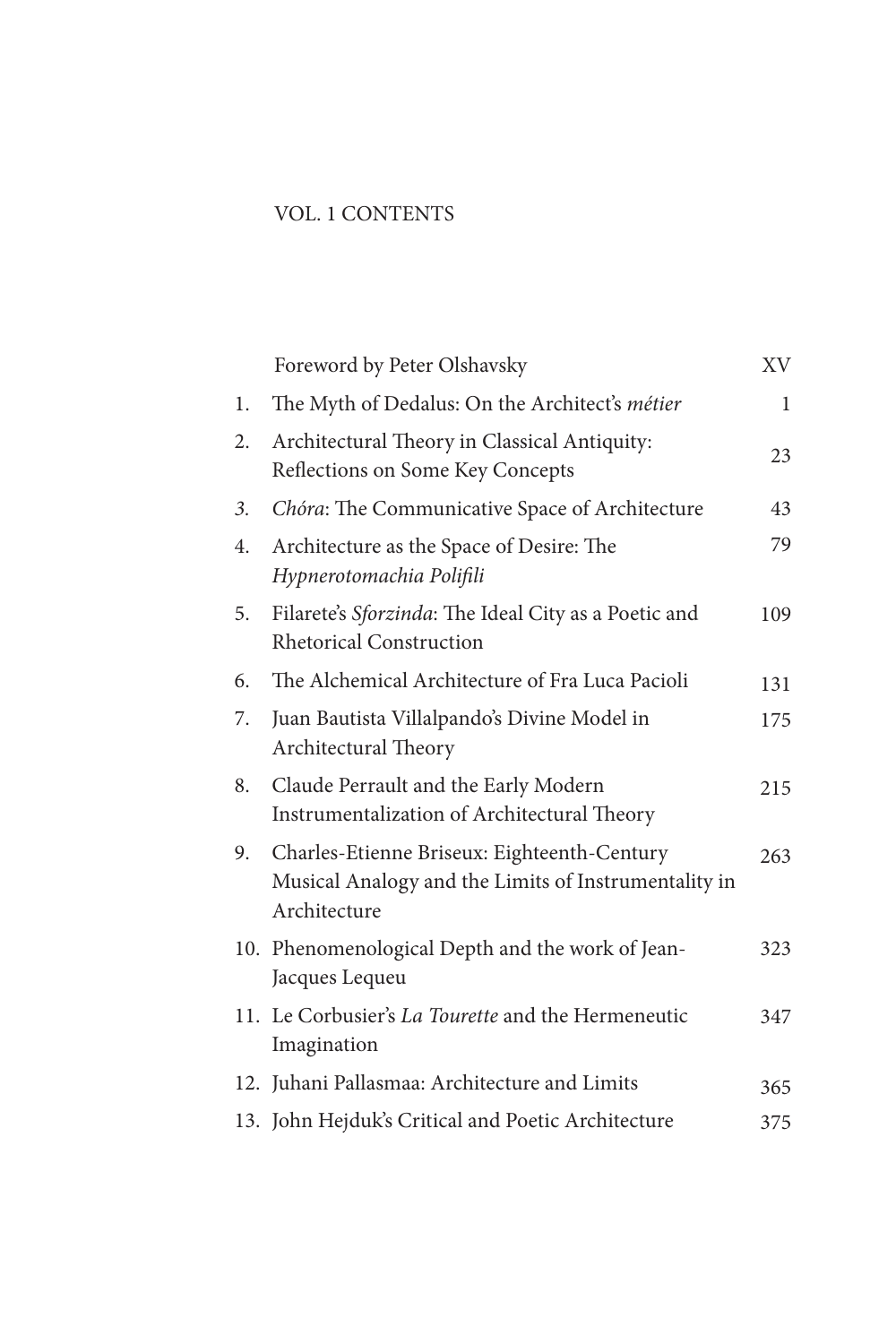# VOL. 1 CONTENTS

| | | |
|---|---|---|
| | Foreword by Peter Olshavsky | XV |
| 1. | The Myth of Dedalus: On the Architect's *métier* | 1 |
| 2. | Architectural Theory in Classical Antiquity: Reflections on Some Key Concepts | 23 |
| *3.* | *Chóra*: The Communicative Space of Architecture | 43 |
| 4. | Architecture as the Space of Desire: The *Hypnerotomachia Polifili* | 79 |
| 5. | Filarete's *Sforzinda*: The Ideal City as a Poetic and Rhetorical Construction | 109 |
| 6. | The Alchemical Architecture of Fra Luca Pacioli | 131 |
| 7. | Juan Bautista Villalpando's Divine Model in Architectural Theory | 175 |
| 8. | Claude Perrault and the Early Modern Instrumentalization of Architectural Theory | 215 |
| 9. | Charles-Etienne Briseux: Eighteenth-Century Musical Analogy and the Limits of Instrumentality in Architecture | 263 |
| 10. | Phenomenological Depth and the work of Jean-Jacques Lequeu | 323 |
| 11. | Le Corbusier's *La Tourette* and the Hermeneutic Imagination | 347 |
| 12. | Juhani Pallasmaa: Architecture and Limits | 365 |
| 13. | John Hejduk's Critical and Poetic Architecture | 375 |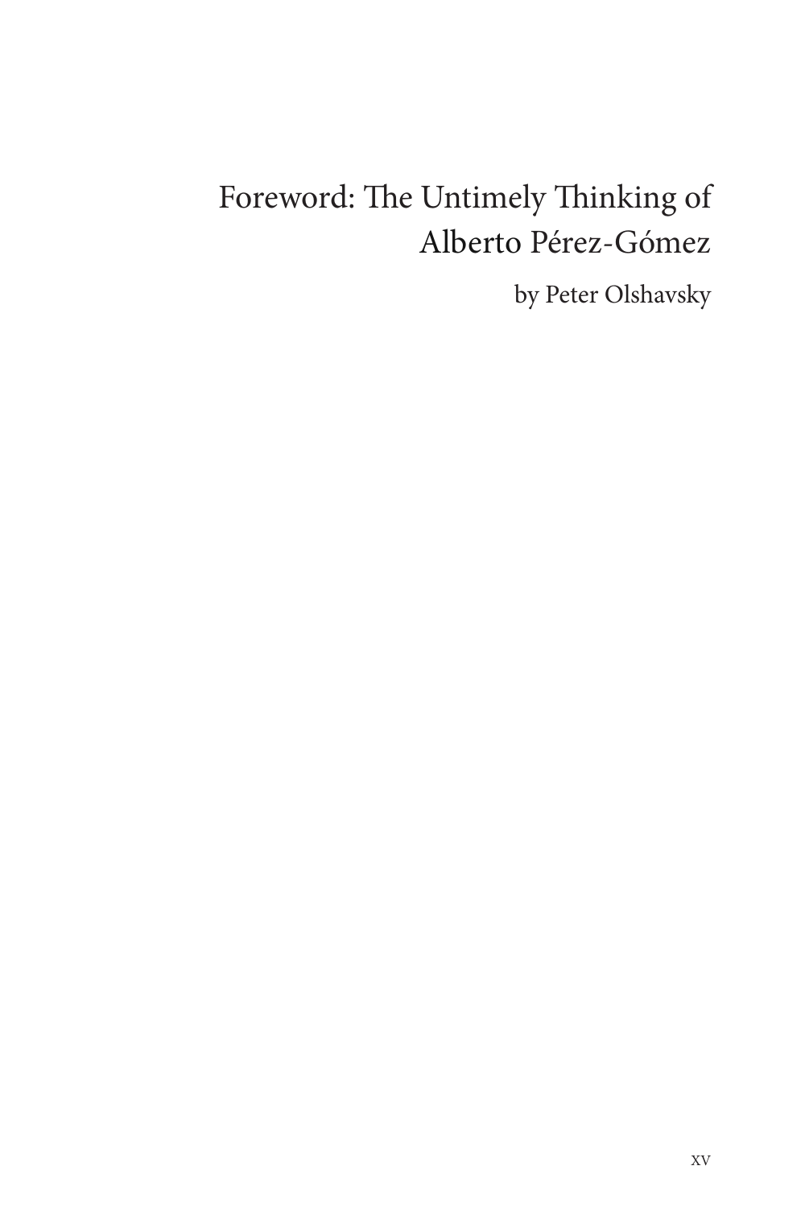# Foreword: The Untimely Thinking of Alberto Pérez-Gómez

by Peter Olshavsky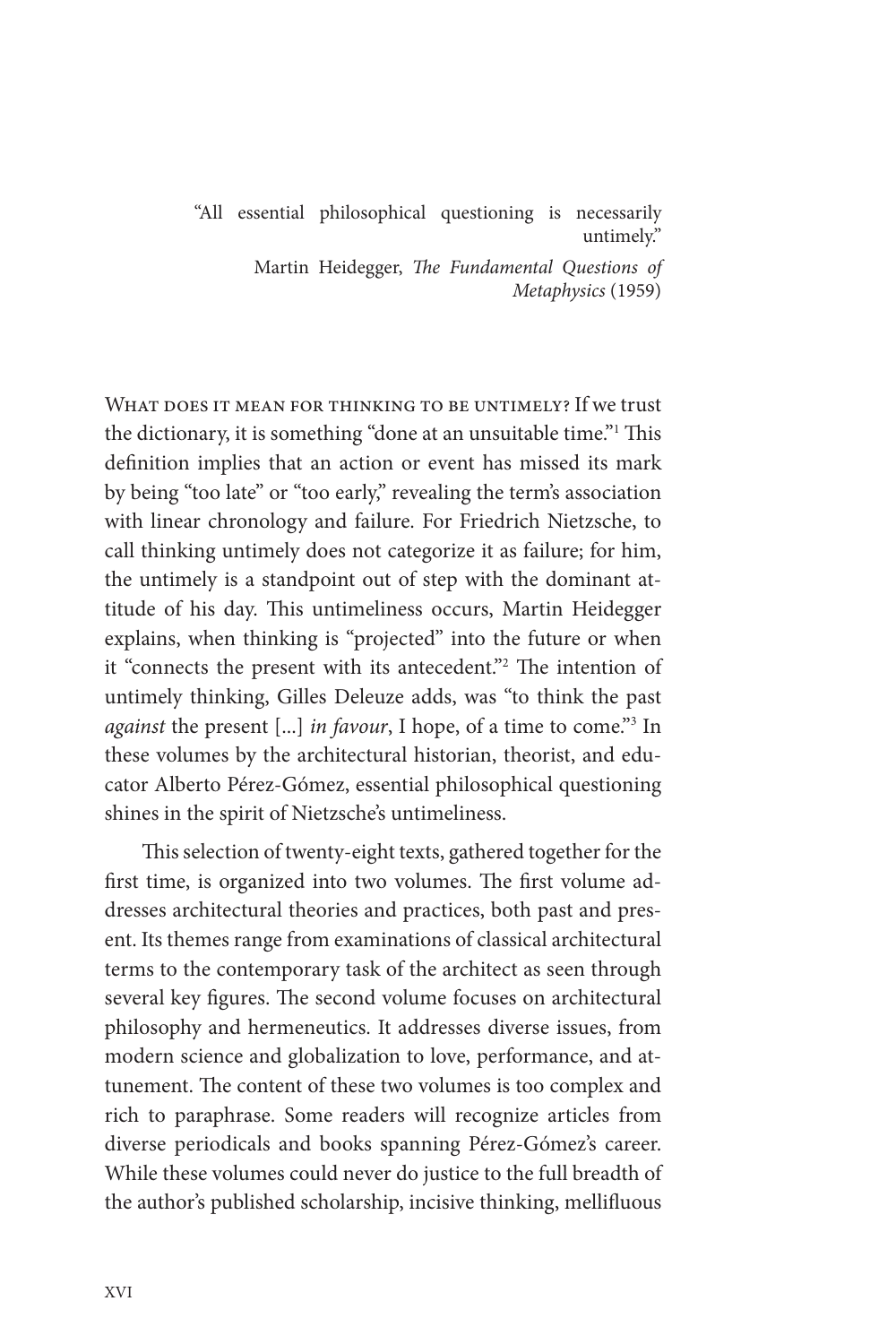> "All essential philosophical questioning is necessarily untimely."
>
> Martin Heidegger, *The Fundamental Questions of Metaphysics* (1959)

What does it mean for thinking to be untimely? If we trust the dictionary, it is something "done at an unsuitable time."[1] This definition implies that an action or event has missed its mark by being "too late" or "too early," revealing the term's association with linear chronology and failure. For Friedrich Nietzsche, to call thinking untimely does not categorize it as failure; for him, the untimely is a standpoint out of step with the dominant attitude of his day. This untimeliness occurs, Martin Heidegger explains, when thinking is "projected" into the future or when it "connects the present with its antecedent."[2] The intention of untimely thinking, Gilles Deleuze adds, was "to think the past *against* the present [...] *in favour*, I hope, of a time to come."[3] In these volumes by the architectural historian, theorist, and educator Alberto Pérez-Gómez, essential philosophical questioning shines in the spirit of Nietzsche's untimeliness.

This selection of twenty-eight texts, gathered together for the first time, is organized into two volumes. The first volume addresses architectural theories and practices, both past and present. Its themes range from examinations of classical architectural terms to the contemporary task of the architect as seen through several key figures. The second volume focuses on architectural philosophy and hermeneutics. It addresses diverse issues, from modern science and globalization to love, performance, and attunement. The content of these two volumes is too complex and rich to paraphrase. Some readers will recognize articles from diverse periodicals and books spanning Pérez-Gómez's career. While these volumes could never do justice to the full breadth of the author's published scholarship, incisive thinking, mellifluous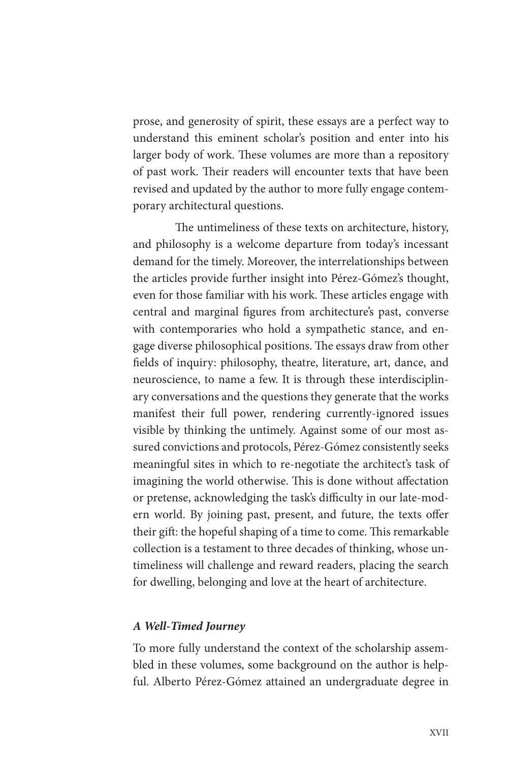prose, and generosity of spirit, these essays are a perfect way to understand this eminent scholar's position and enter into his larger body of work. These volumes are more than a repository of past work. Their readers will encounter texts that have been revised and updated by the author to more fully engage contemporary architectural questions.

The untimeliness of these texts on architecture, history, and philosophy is a welcome departure from today's incessant demand for the timely. Moreover, the interrelationships between the articles provide further insight into Pérez-Gómez's thought, even for those familiar with his work. These articles engage with central and marginal figures from architecture's past, converse with contemporaries who hold a sympathetic stance, and engage diverse philosophical positions. The essays draw from other fields of inquiry: philosophy, theatre, literature, art, dance, and neuroscience, to name a few. It is through these interdisciplinary conversations and the questions they generate that the works manifest their full power, rendering currently-ignored issues visible by thinking the untimely. Against some of our most assured convictions and protocols, Pérez-Gómez consistently seeks meaningful sites in which to re-negotiate the architect's task of imagining the world otherwise. This is done without affectation or pretense, acknowledging the task's difficulty in our late-modern world. By joining past, present, and future, the texts offer their gift: the hopeful shaping of a time to come. This remarkable collection is a testament to three decades of thinking, whose untimeliness will challenge and reward readers, placing the search for dwelling, belonging and love at the heart of architecture.

### *A Well-Timed Journey*

To more fully understand the context of the scholarship assembled in these volumes, some background on the author is helpful. Alberto Pérez-Gómez attained an undergraduate degree in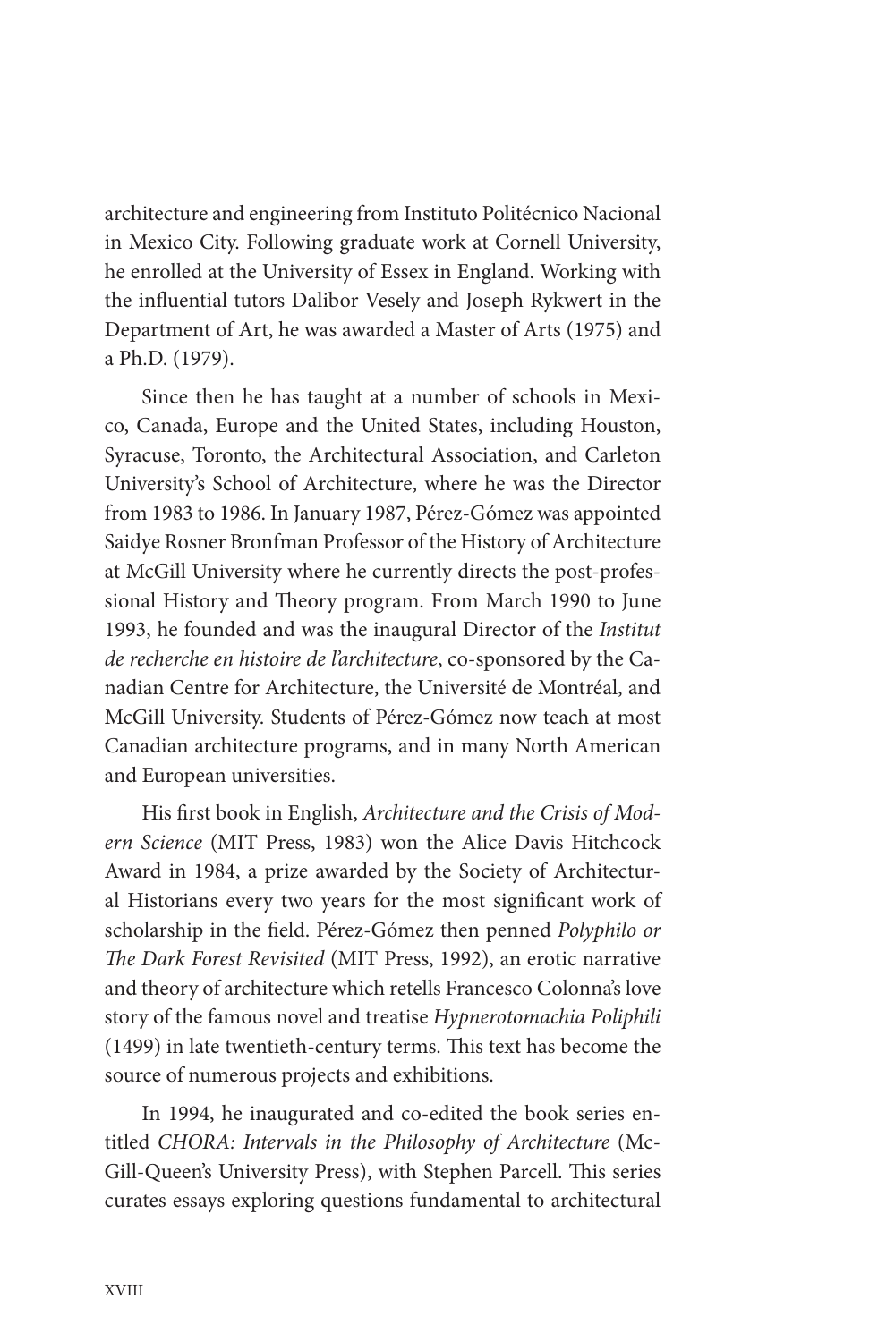architecture and engineering from Instituto Politécnico Nacional in Mexico City. Following graduate work at Cornell University, he enrolled at the University of Essex in England. Working with the influential tutors Dalibor Vesely and Joseph Rykwert in the Department of Art, he was awarded a Master of Arts (1975) and a Ph.D. (1979).

Since then he has taught at a number of schools in Mexico, Canada, Europe and the United States, including Houston, Syracuse, Toronto, the Architectural Association, and Carleton University's School of Architecture, where he was the Director from 1983 to 1986. In January 1987, Pérez-Gómez was appointed Saidye Rosner Bronfman Professor of the History of Architecture at McGill University where he currently directs the post-professional History and Theory program. From March 1990 to June 1993, he founded and was the inaugural Director of the *Institut de recherche en histoire de l'architecture*, co-sponsored by the Canadian Centre for Architecture, the Université de Montréal, and McGill University. Students of Pérez-Gómez now teach at most Canadian architecture programs, and in many North American and European universities.

His first book in English, *Architecture and the Crisis of Modern Science* (MIT Press, 1983) won the Alice Davis Hitchcock Award in 1984, a prize awarded by the Society of Architectural Historians every two years for the most significant work of scholarship in the field. Pérez-Gómez then penned *Polyphilo or The Dark Forest Revisited* (MIT Press, 1992), an erotic narrative and theory of architecture which retells Francesco Colonna's love story of the famous novel and treatise *Hypnerotomachia Poliphili* (1499) in late twentieth-century terms. This text has become the source of numerous projects and exhibitions.

In 1994, he inaugurated and co-edited the book series entitled *CHORA: Intervals in the Philosophy of Architecture* (McGill-Queen's University Press), with Stephen Parcell. This series curates essays exploring questions fundamental to architectural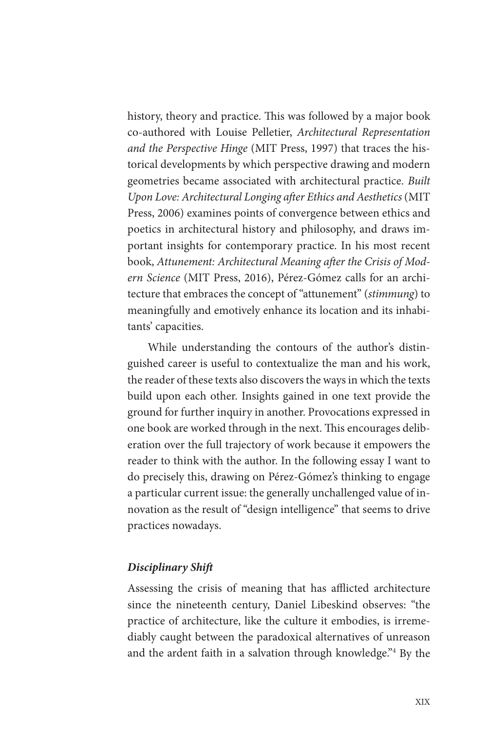history, theory and practice. This was followed by a major book co-authored with Louise Pelletier, *Architectural Representation and the Perspective Hinge* (MIT Press, 1997) that traces the historical developments by which perspective drawing and modern geometries became associated with architectural practice. *Built Upon Love: Architectural Longing after Ethics and Aesthetics* (MIT Press, 2006) examines points of convergence between ethics and poetics in architectural history and philosophy, and draws important insights for contemporary practice. In his most recent book, *Attunement: Architectural Meaning after the Crisis of Modern Science* (MIT Press, 2016), Pérez-Gómez calls for an architecture that embraces the concept of "attunement" (*stimmung*) to meaningfully and emotively enhance its location and its inhabitants' capacities.

While understanding the contours of the author's distinguished career is useful to contextualize the man and his work, the reader of these texts also discovers the ways in which the texts build upon each other. Insights gained in one text provide the ground for further inquiry in another. Provocations expressed in one book are worked through in the next. This encourages deliberation over the full trajectory of work because it empowers the reader to think with the author. In the following essay I want to do precisely this, drawing on Pérez-Gómez's thinking to engage a particular current issue: the generally unchallenged value of innovation as the result of "design intelligence" that seems to drive practices nowadays.

### ***Disciplinary Shift***

Assessing the crisis of meaning that has afflicted architecture since the nineteenth century, Daniel Libeskind observes: "the practice of architecture, like the culture it embodies, is irremediably caught between the paradoxical alternatives of unreason and the ardent faith in a salvation through knowledge."[4] By the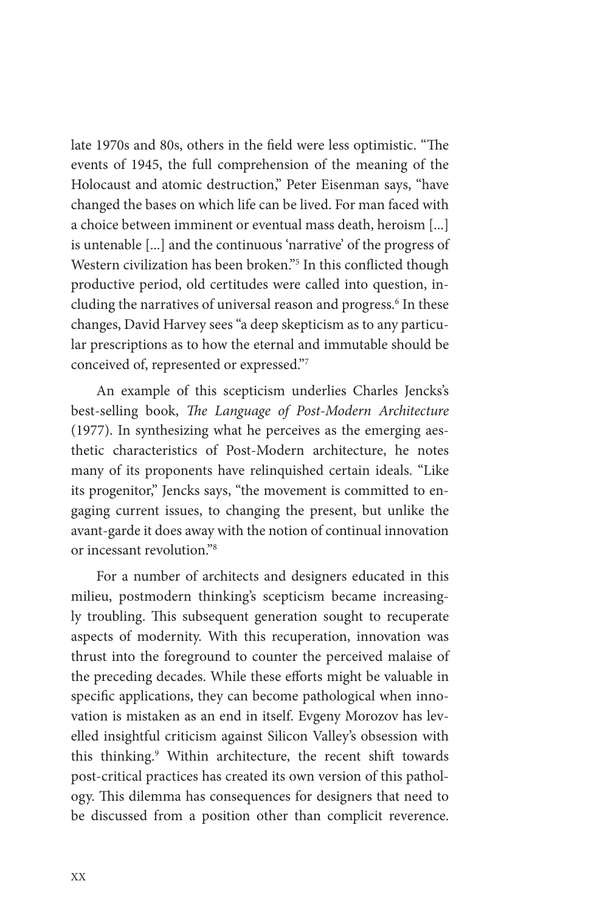late 1970s and 80s, others in the field were less optimistic. "The events of 1945, the full comprehension of the meaning of the Holocaust and atomic destruction," Peter Eisenman says, "have changed the bases on which life can be lived. For man faced with a choice between imminent or eventual mass death, heroism [...] is untenable [...] and the continuous 'narrative' of the progress of Western civilization has been broken."[5] In this conflicted though productive period, old certitudes were called into question, including the narratives of universal reason and progress.[6] In these changes, David Harvey sees "a deep skepticism as to any particular prescriptions as to how the eternal and immutable should be conceived of, represented or expressed."[7]

An example of this scepticism underlies Charles Jencks's best-selling book, *The Language of Post-Modern Architecture* (1977). In synthesizing what he perceives as the emerging aesthetic characteristics of Post-Modern architecture, he notes many of its proponents have relinquished certain ideals. "Like its progenitor," Jencks says, "the movement is committed to engaging current issues, to changing the present, but unlike the avant-garde it does away with the notion of continual innovation or incessant revolution."[8]

For a number of architects and designers educated in this milieu, postmodern thinking's scepticism became increasingly troubling. This subsequent generation sought to recuperate aspects of modernity. With this recuperation, innovation was thrust into the foreground to counter the perceived malaise of the preceding decades. While these efforts might be valuable in specific applications, they can become pathological when innovation is mistaken as an end in itself. Evgeny Morozov has levelled insightful criticism against Silicon Valley's obsession with this thinking.[9] Within architecture, the recent shift towards post-critical practices has created its own version of this pathology. This dilemma has consequences for designers that need to be discussed from a position other than complicit reverence.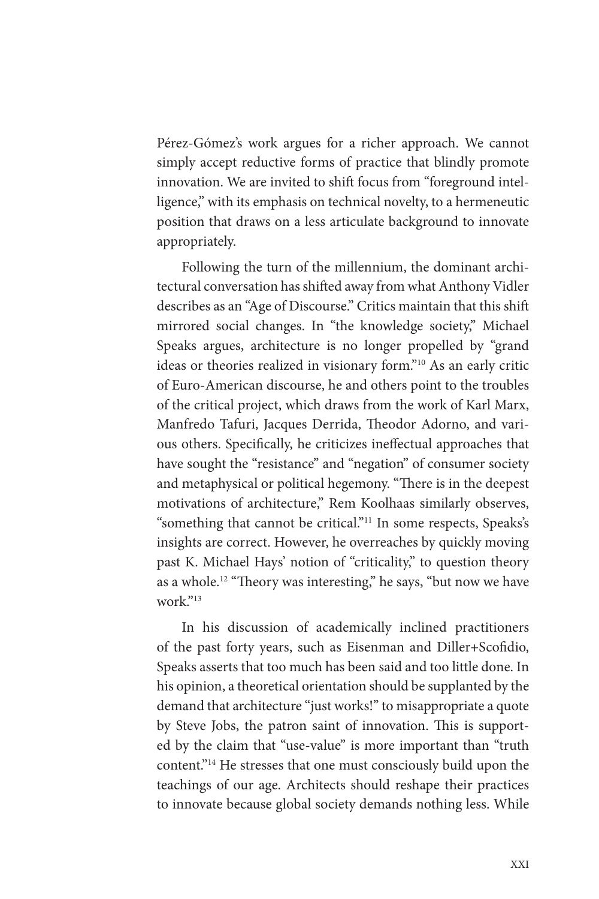Pérez-Gómez's work argues for a richer approach. We cannot simply accept reductive forms of practice that blindly promote innovation. We are invited to shift focus from "foreground intelligence," with its emphasis on technical novelty, to a hermeneutic position that draws on a less articulate background to innovate appropriately.

Following the turn of the millennium, the dominant architectural conversation has shifted away from what Anthony Vidler describes as an "Age of Discourse." Critics maintain that this shift mirrored social changes. In "the knowledge society," Michael Speaks argues, architecture is no longer propelled by "grand ideas or theories realized in visionary form."[10] As an early critic of Euro-American discourse, he and others point to the troubles of the critical project, which draws from the work of Karl Marx, Manfredo Tafuri, Jacques Derrida, Theodor Adorno, and various others. Specifically, he criticizes ineffectual approaches that have sought the "resistance" and "negation" of consumer society and metaphysical or political hegemony. "There is in the deepest motivations of architecture," Rem Koolhaas similarly observes, "something that cannot be critical."[11] In some respects, Speaks's insights are correct. However, he overreaches by quickly moving past K. Michael Hays' notion of "criticality," to question theory as a whole.[12] "Theory was interesting," he says, "but now we have work."[13]

In his discussion of academically inclined practitioners of the past forty years, such as Eisenman and Diller+Scofidio, Speaks asserts that too much has been said and too little done. In his opinion, a theoretical orientation should be supplanted by the demand that architecture "just works!" to misappropriate a quote by Steve Jobs, the patron saint of innovation. This is supported by the claim that "use-value" is more important than "truth content."[14] He stresses that one must consciously build upon the teachings of our age. Architects should reshape their practices to innovate because global society demands nothing less. While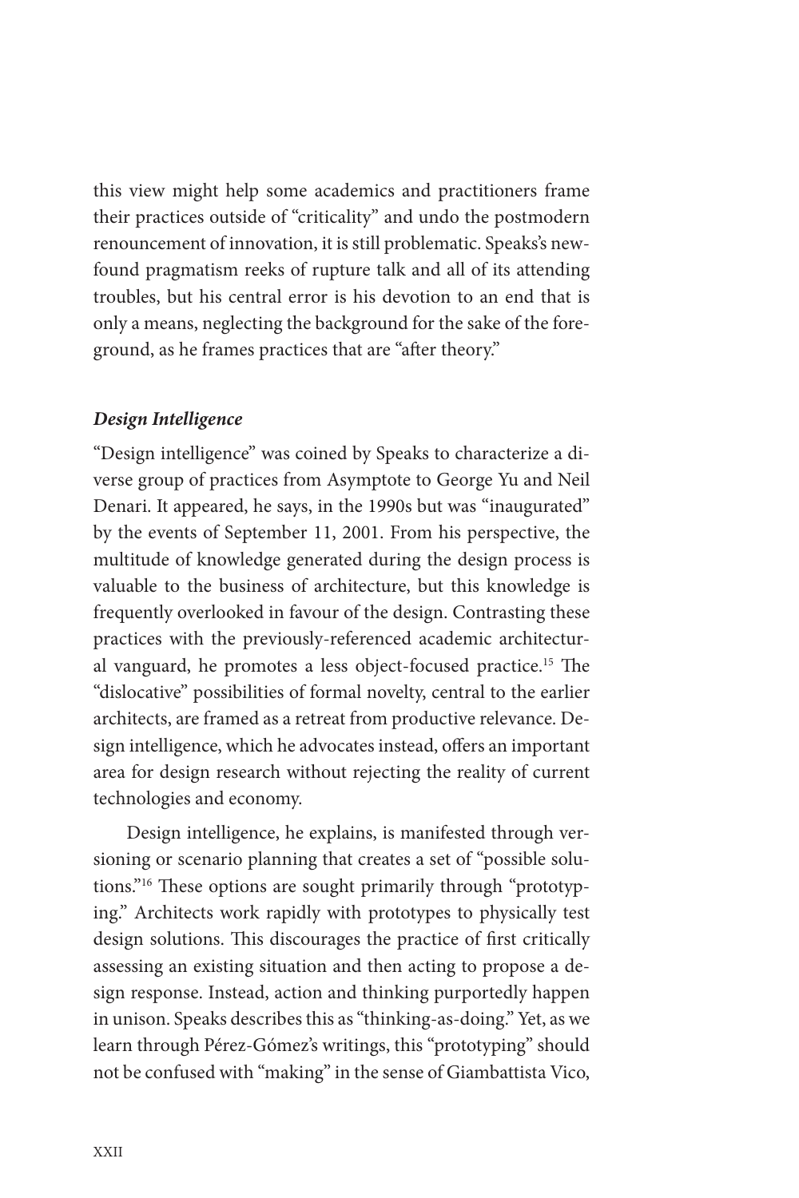this view might help some academics and practitioners frame their practices outside of "criticality" and undo the postmodern renouncement of innovation, it is still problematic. Speaks's newfound pragmatism reeks of rupture talk and all of its attending troubles, but his central error is his devotion to an end that is only a means, neglecting the background for the sake of the foreground, as he frames practices that are "after theory."

### *Design Intelligence*

"Design intelligence" was coined by Speaks to characterize a diverse group of practices from Asymptote to George Yu and Neil Denari. It appeared, he says, in the 1990s but was "inaugurated" by the events of September 11, 2001. From his perspective, the multitude of knowledge generated during the design process is valuable to the business of architecture, but this knowledge is frequently overlooked in favour of the design. Contrasting these practices with the previously-referenced academic architectural vanguard, he promotes a less object-focused practice.[15] The "dislocative" possibilities of formal novelty, central to the earlier architects, are framed as a retreat from productive relevance. Design intelligence, which he advocates instead, offers an important area for design research without rejecting the reality of current technologies and economy.

Design intelligence, he explains, is manifested through versioning or scenario planning that creates a set of "possible solutions."[16] These options are sought primarily through "prototyping." Architects work rapidly with prototypes to physically test design solutions. This discourages the practice of first critically assessing an existing situation and then acting to propose a design response. Instead, action and thinking purportedly happen in unison. Speaks describes this as "thinking-as-doing." Yet, as we learn through Pérez-Gómez's writings, this "prototyping" should not be confused with "making" in the sense of Giambattista Vico,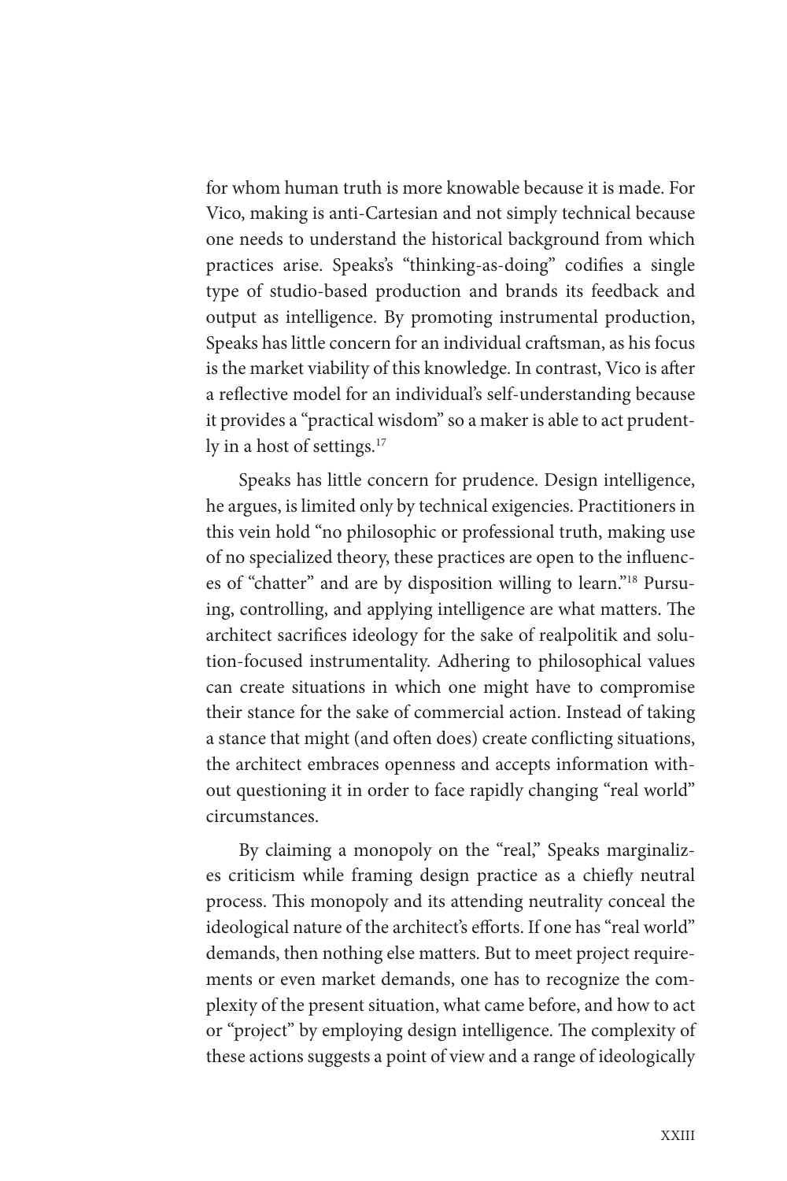for whom human truth is more knowable because it is made. For Vico, making is anti-Cartesian and not simply technical because one needs to understand the historical background from which practices arise. Speaks's "thinking-as-doing" codifies a single type of studio-based production and brands its feedback and output as intelligence. By promoting instrumental production, Speaks has little concern for an individual craftsman, as his focus is the market viability of this knowledge. In contrast, Vico is after a reflective model for an individual's self-understanding because it provides a "practical wisdom" so a maker is able to act prudently in a host of settings.[17]

Speaks has little concern for prudence. Design intelligence, he argues, is limited only by technical exigencies. Practitioners in this vein hold "no philosophic or professional truth, making use of no specialized theory, these practices are open to the influences of "chatter" and are by disposition willing to learn."[18] Pursuing, controlling, and applying intelligence are what matters. The architect sacrifices ideology for the sake of realpolitik and solution-focused instrumentality. Adhering to philosophical values can create situations in which one might have to compromise their stance for the sake of commercial action. Instead of taking a stance that might (and often does) create conflicting situations, the architect embraces openness and accepts information without questioning it in order to face rapidly changing "real world" circumstances.

By claiming a monopoly on the "real," Speaks marginalizes criticism while framing design practice as a chiefly neutral process. This monopoly and its attending neutrality conceal the ideological nature of the architect's efforts. If one has "real world" demands, then nothing else matters. But to meet project requirements or even market demands, one has to recognize the complexity of the present situation, what came before, and how to act or "project" by employing design intelligence. The complexity of these actions suggests a point of view and a range of ideologically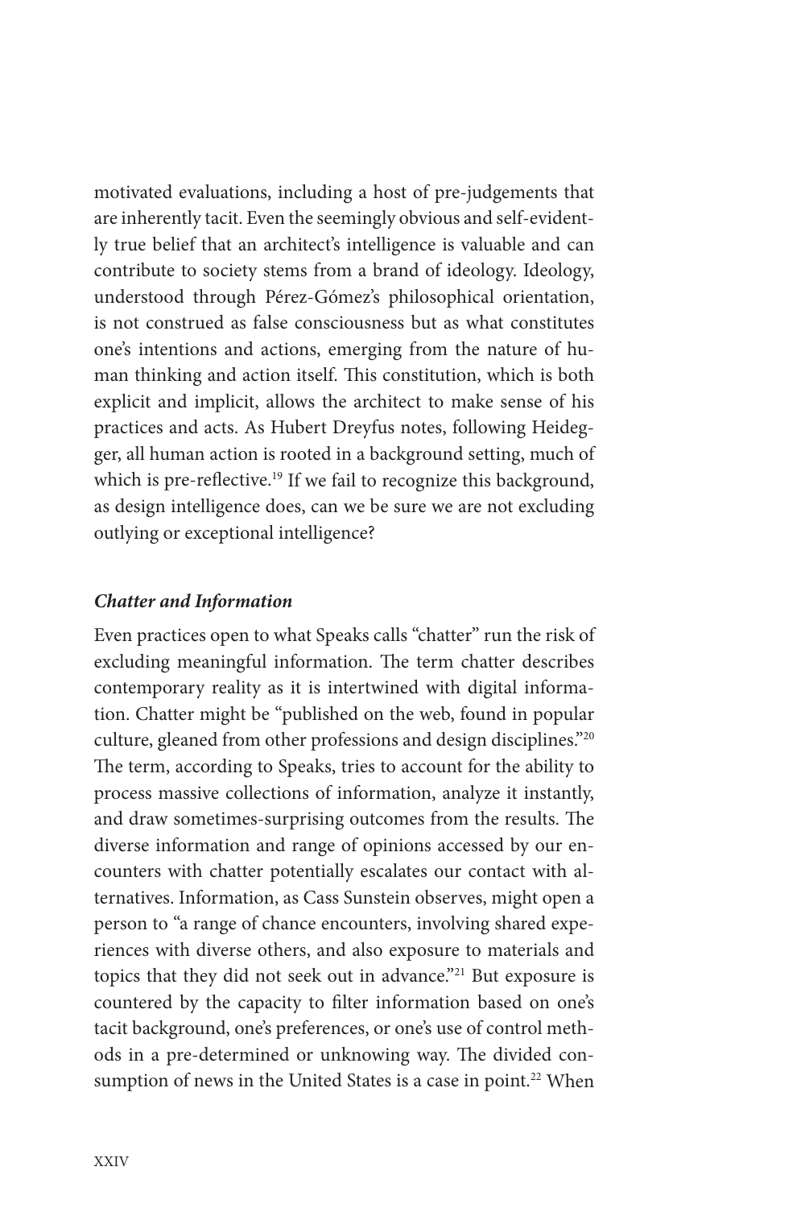motivated evaluations, including a host of pre-judgements that are inherently tacit. Even the seemingly obvious and self-evidently true belief that an architect's intelligence is valuable and can contribute to society stems from a brand of ideology. Ideology, understood through Pérez-Gómez's philosophical orientation, is not construed as false consciousness but as what constitutes one's intentions and actions, emerging from the nature of human thinking and action itself. This constitution, which is both explicit and implicit, allows the architect to make sense of his practices and acts. As Hubert Dreyfus notes, following Heidegger, all human action is rooted in a background setting, much of which is pre-reflective.[19] If we fail to recognize this background, as design intelligence does, can we be sure we are not excluding outlying or exceptional intelligence?

### *Chatter and Information*

Even practices open to what Speaks calls "chatter" run the risk of excluding meaningful information. The term chatter describes contemporary reality as it is intertwined with digital information. Chatter might be "published on the web, found in popular culture, gleaned from other professions and design disciplines."[20] The term, according to Speaks, tries to account for the ability to process massive collections of information, analyze it instantly, and draw sometimes-surprising outcomes from the results. The diverse information and range of opinions accessed by our encounters with chatter potentially escalates our contact with alternatives. Information, as Cass Sunstein observes, might open a person to "a range of chance encounters, involving shared experiences with diverse others, and also exposure to materials and topics that they did not seek out in advance."[21] But exposure is countered by the capacity to filter information based on one's tacit background, one's preferences, or one's use of control methods in a pre-determined or unknowing way. The divided consumption of news in the United States is a case in point.[22] When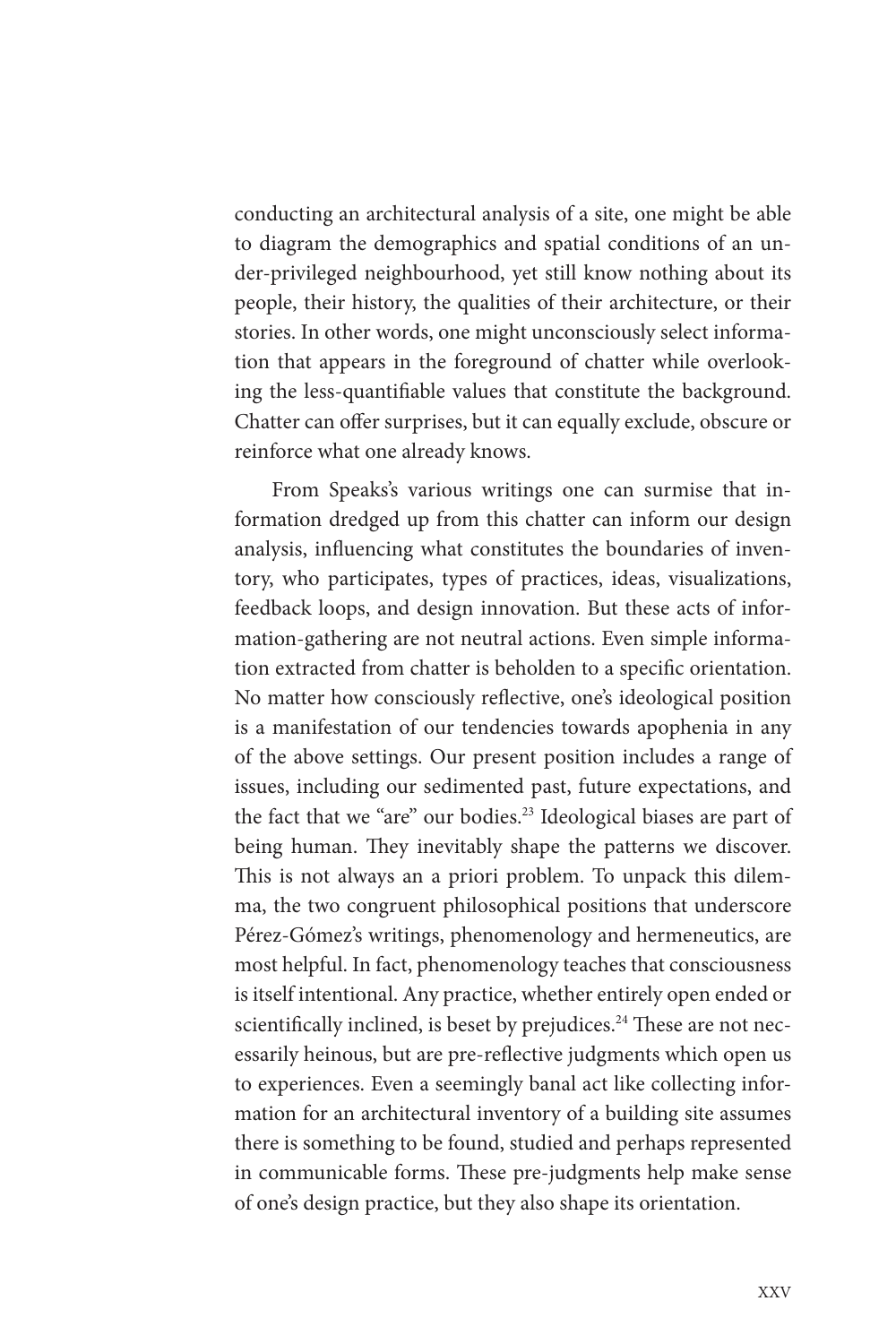conducting an architectural analysis of a site, one might be able to diagram the demographics and spatial conditions of an under-privileged neighbourhood, yet still know nothing about its people, their history, the qualities of their architecture, or their stories. In other words, one might unconsciously select information that appears in the foreground of chatter while overlooking the less-quantifiable values that constitute the background. Chatter can offer surprises, but it can equally exclude, obscure or reinforce what one already knows.

From Speaks's various writings one can surmise that information dredged up from this chatter can inform our design analysis, influencing what constitutes the boundaries of inventory, who participates, types of practices, ideas, visualizations, feedback loops, and design innovation. But these acts of information-gathering are not neutral actions. Even simple information extracted from chatter is beholden to a specific orientation. No matter how consciously reflective, one's ideological position is a manifestation of our tendencies towards apophenia in any of the above settings. Our present position includes a range of issues, including our sedimented past, future expectations, and the fact that we "are" our bodies.[23] Ideological biases are part of being human. They inevitably shape the patterns we discover. This is not always an a priori problem. To unpack this dilemma, the two congruent philosophical positions that underscore Pérez-Gómez's writings, phenomenology and hermeneutics, are most helpful. In fact, phenomenology teaches that consciousness is itself intentional. Any practice, whether entirely open ended or scientifically inclined, is beset by prejudices.[24] These are not necessarily heinous, but are pre-reflective judgments which open us to experiences. Even a seemingly banal act like collecting information for an architectural inventory of a building site assumes there is something to be found, studied and perhaps represented in communicable forms. These pre-judgments help make sense of one's design practice, but they also shape its orientation.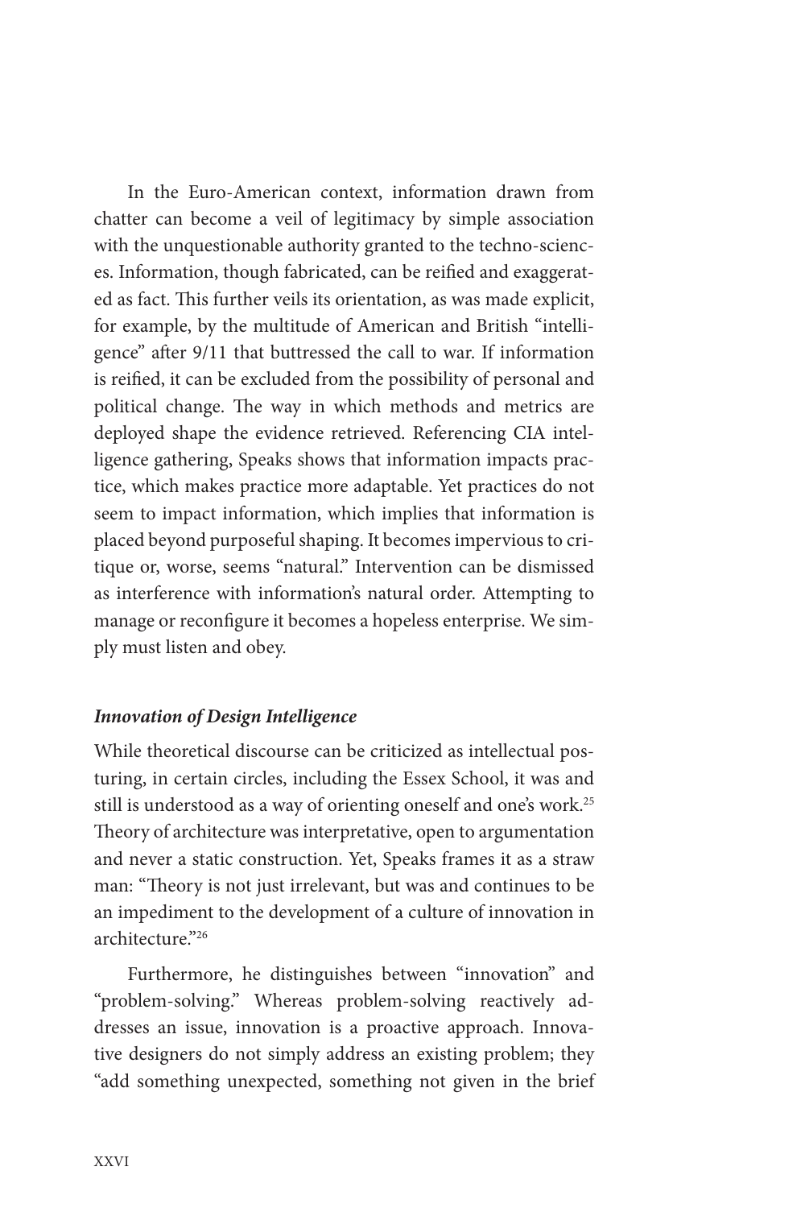In the Euro-American context, information drawn from chatter can become a veil of legitimacy by simple association with the unquestionable authority granted to the techno-sciences. Information, though fabricated, can be reified and exaggerated as fact. This further veils its orientation, as was made explicit, for example, by the multitude of American and British "intelligence" after 9/11 that buttressed the call to war. If information is reified, it can be excluded from the possibility of personal and political change. The way in which methods and metrics are deployed shape the evidence retrieved. Referencing CIA intelligence gathering, Speaks shows that information impacts practice, which makes practice more adaptable. Yet practices do not seem to impact information, which implies that information is placed beyond purposeful shaping. It becomes impervious to critique or, worse, seems "natural." Intervention can be dismissed as interference with information's natural order. Attempting to manage or reconfigure it becomes a hopeless enterprise. We simply must listen and obey.

### *Innovation of Design Intelligence*

While theoretical discourse can be criticized as intellectual posturing, in certain circles, including the Essex School, it was and still is understood as a way of orienting oneself and one's work.[25] Theory of architecture was interpretative, open to argumentation and never a static construction. Yet, Speaks frames it as a straw man: "Theory is not just irrelevant, but was and continues to be an impediment to the development of a culture of innovation in architecture."[26]

Furthermore, he distinguishes between "innovation" and "problem-solving." Whereas problem-solving reactively addresses an issue, innovation is a proactive approach. Innovative designers do not simply address an existing problem; they "add something unexpected, something not given in the brief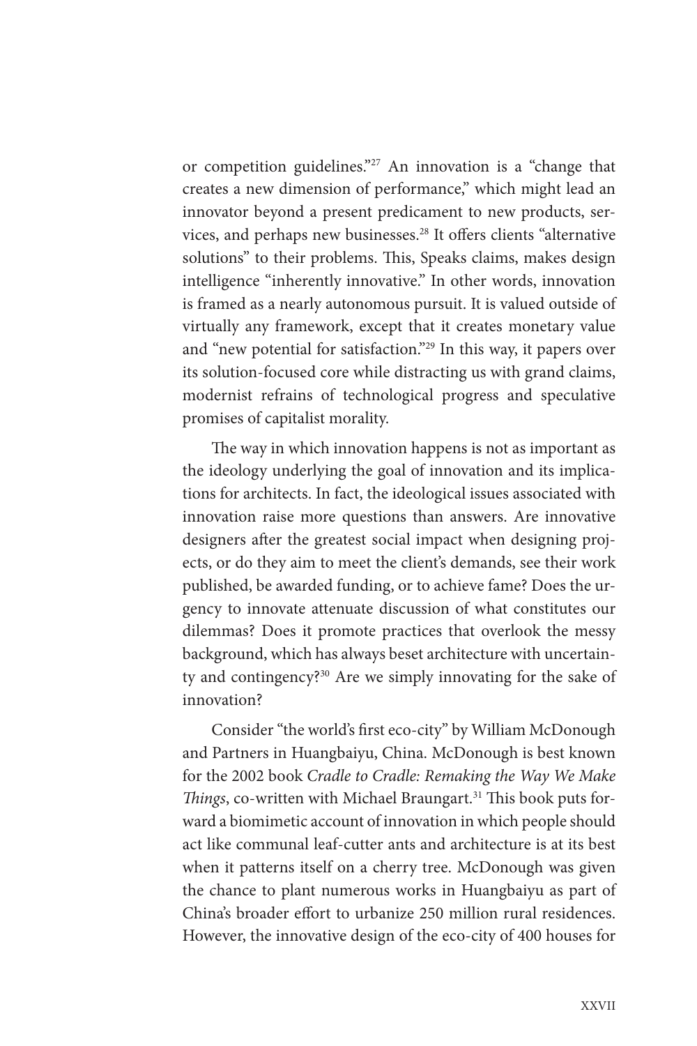or competition guidelines."[27] An innovation is a "change that creates a new dimension of performance," which might lead an innovator beyond a present predicament to new products, services, and perhaps new businesses.[28] It offers clients "alternative solutions" to their problems. This, Speaks claims, makes design intelligence "inherently innovative." In other words, innovation is framed as a nearly autonomous pursuit. It is valued outside of virtually any framework, except that it creates monetary value and "new potential for satisfaction."[29] In this way, it papers over its solution-focused core while distracting us with grand claims, modernist refrains of technological progress and speculative promises of capitalist morality.

The way in which innovation happens is not as important as the ideology underlying the goal of innovation and its implications for architects. In fact, the ideological issues associated with innovation raise more questions than answers. Are innovative designers after the greatest social impact when designing projects, or do they aim to meet the client's demands, see their work published, be awarded funding, or to achieve fame? Does the urgency to innovate attenuate discussion of what constitutes our dilemmas? Does it promote practices that overlook the messy background, which has always beset architecture with uncertainty and contingency?[30] Are we simply innovating for the sake of innovation?

Consider "the world's first eco-city" by William McDonough and Partners in Huangbaiyu, China. McDonough is best known for the 2002 book *Cradle to Cradle: Remaking the Way We Make Things*, co-written with Michael Braungart.[31] This book puts forward a biomimetic account of innovation in which people should act like communal leaf-cutter ants and architecture is at its best when it patterns itself on a cherry tree. McDonough was given the chance to plant numerous works in Huangbaiyu as part of China's broader effort to urbanize 250 million rural residences. However, the innovative design of the eco-city of 400 houses for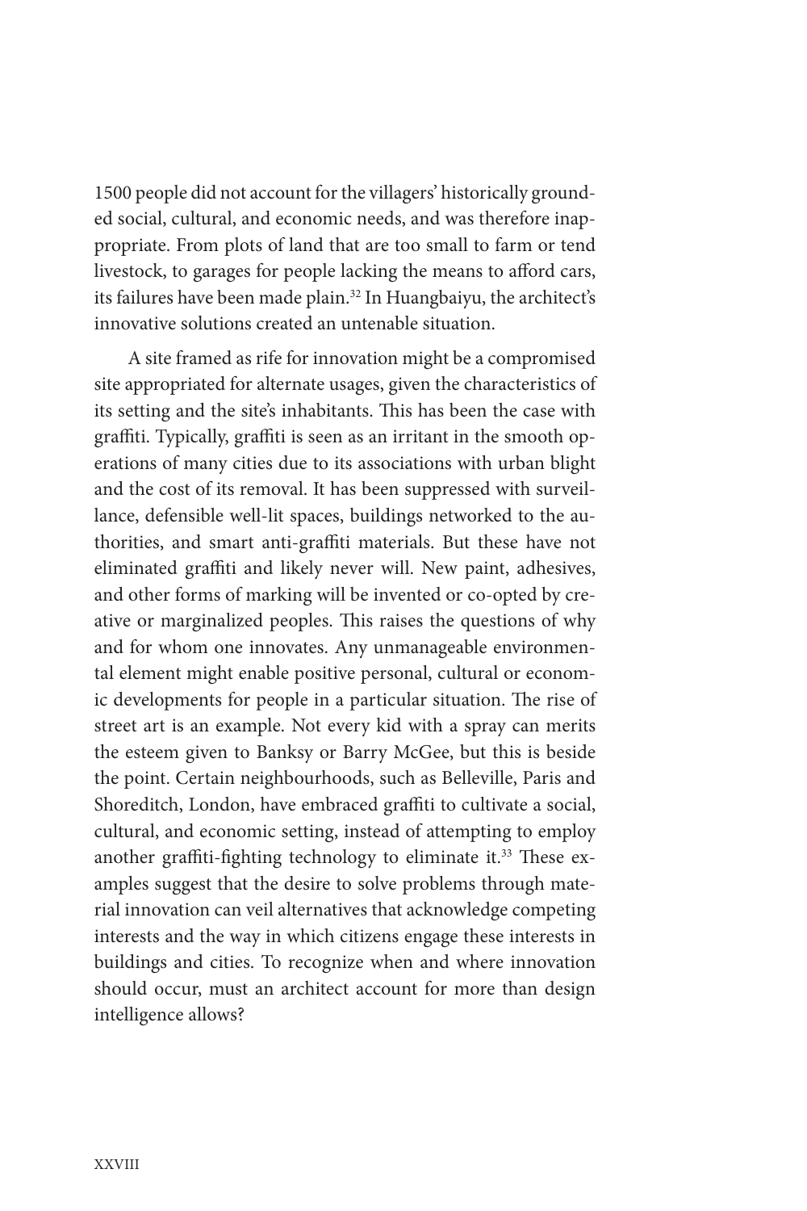1500 people did not account for the villagers' historically grounded social, cultural, and economic needs, and was therefore inappropriate. From plots of land that are too small to farm or tend livestock, to garages for people lacking the means to afford cars, its failures have been made plain.[32] In Huangbaiyu, the architect's innovative solutions created an untenable situation.

A site framed as rife for innovation might be a compromised site appropriated for alternate usages, given the characteristics of its setting and the site's inhabitants. This has been the case with graffiti. Typically, graffiti is seen as an irritant in the smooth operations of many cities due to its associations with urban blight and the cost of its removal. It has been suppressed with surveillance, defensible well-lit spaces, buildings networked to the authorities, and smart anti-graffiti materials. But these have not eliminated graffiti and likely never will. New paint, adhesives, and other forms of marking will be invented or co-opted by creative or marginalized peoples. This raises the questions of why and for whom one innovates. Any unmanageable environmental element might enable positive personal, cultural or economic developments for people in a particular situation. The rise of street art is an example. Not every kid with a spray can merits the esteem given to Banksy or Barry McGee, but this is beside the point. Certain neighbourhoods, such as Belleville, Paris and Shoreditch, London, have embraced graffiti to cultivate a social, cultural, and economic setting, instead of attempting to employ another graffiti-fighting technology to eliminate it.[33] These examples suggest that the desire to solve problems through material innovation can veil alternatives that acknowledge competing interests and the way in which citizens engage these interests in buildings and cities. To recognize when and where innovation should occur, must an architect account for more than design intelligence allows?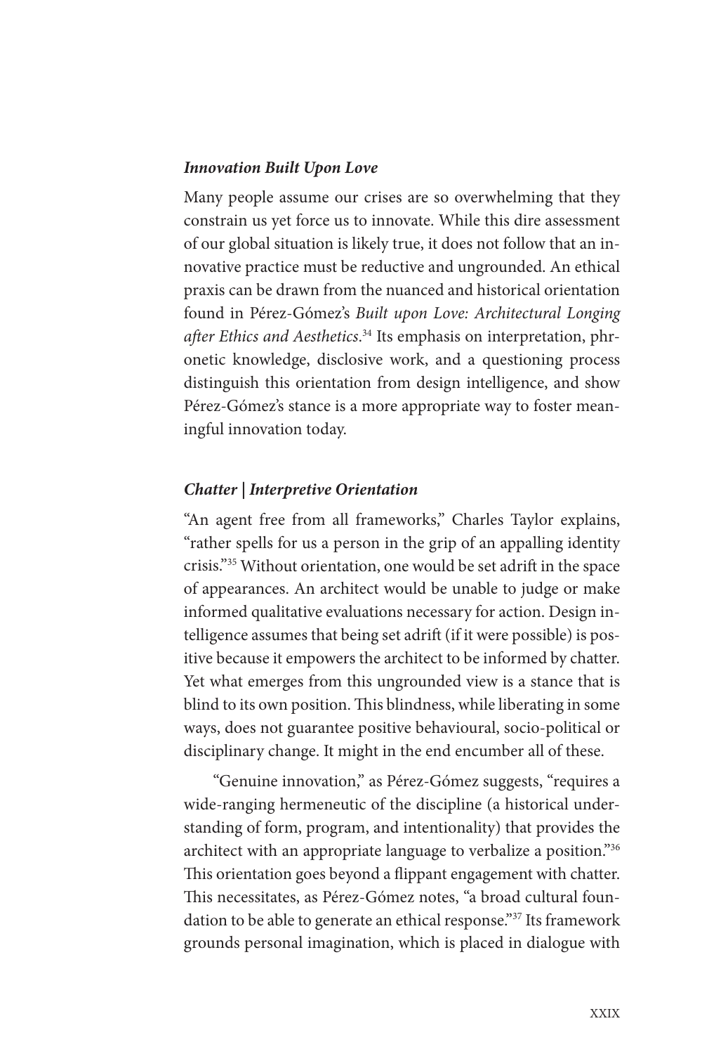### ***Innovation Built Upon Love***

Many people assume our crises are so overwhelming that they constrain us yet force us to innovate. While this dire assessment of our global situation is likely true, it does not follow that an innovative practice must be reductive and ungrounded. An ethical praxis can be drawn from the nuanced and historical orientation found in Pérez-Gómez's *Built upon Love: Architectural Longing after Ethics and Aesthetics*.[34] Its emphasis on interpretation, phronetic knowledge, disclosive work, and a questioning process distinguish this orientation from design intelligence, and show Pérez-Gómez's stance is a more appropriate way to foster meaningful innovation today.

### ***Chatter | Interpretive Orientation***

"An agent free from all frameworks," Charles Taylor explains, "rather spells for us a person in the grip of an appalling identity crisis."[35] Without orientation, one would be set adrift in the space of appearances. An architect would be unable to judge or make informed qualitative evaluations necessary for action. Design intelligence assumes that being set adrift (if it were possible) is positive because it empowers the architect to be informed by chatter. Yet what emerges from this ungrounded view is a stance that is blind to its own position. This blindness, while liberating in some ways, does not guarantee positive behavioural, socio-political or disciplinary change. It might in the end encumber all of these.

"Genuine innovation," as Pérez-Gómez suggests, "requires a wide-ranging hermeneutic of the discipline (a historical understanding of form, program, and intentionality) that provides the architect with an appropriate language to verbalize a position."[36] This orientation goes beyond a flippant engagement with chatter. This necessitates, as Pérez-Gómez notes, "a broad cultural foundation to be able to generate an ethical response."[37] Its framework grounds personal imagination, which is placed in dialogue with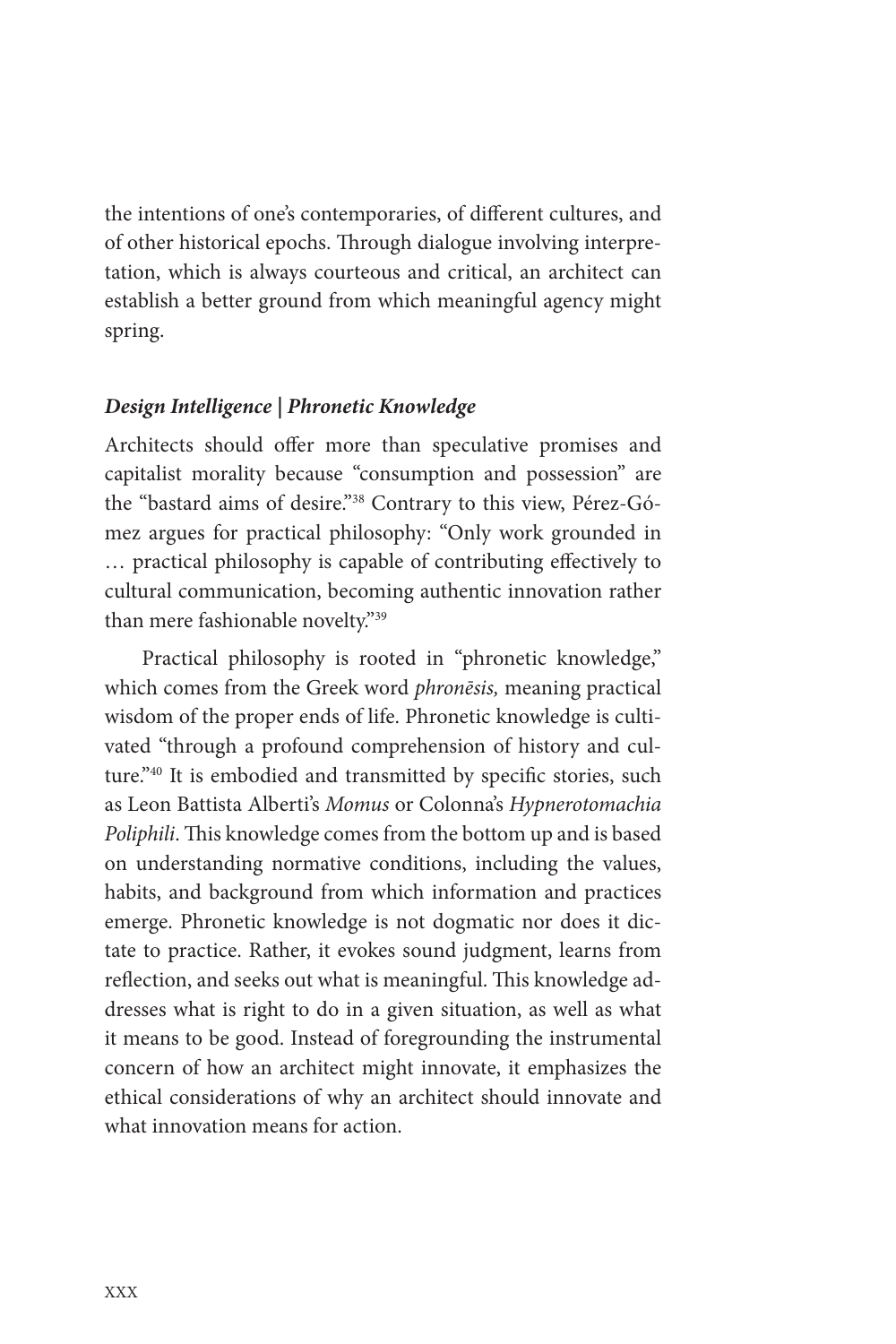the intentions of one's contemporaries, of different cultures, and of other historical epochs. Through dialogue involving interpretation, which is always courteous and critical, an architect can establish a better ground from which meaningful agency might spring.

### *Design Intelligence | Phronetic Knowledge*

Architects should offer more than speculative promises and capitalist morality because "consumption and possession" are the "bastard aims of desire."[38] Contrary to this view, Pérez-Gómez argues for practical philosophy: "Only work grounded in … practical philosophy is capable of contributing effectively to cultural communication, becoming authentic innovation rather than mere fashionable novelty."[39]

Practical philosophy is rooted in "phronetic knowledge," which comes from the Greek word *phronēsis,* meaning practical wisdom of the proper ends of life. Phronetic knowledge is cultivated "through a profound comprehension of history and culture."[40] It is embodied and transmitted by specific stories, such as Leon Battista Alberti's *Momus* or Colonna's *Hypnerotomachia Poliphili*. This knowledge comes from the bottom up and is based on understanding normative conditions, including the values, habits, and background from which information and practices emerge. Phronetic knowledge is not dogmatic nor does it dictate to practice. Rather, it evokes sound judgment, learns from reflection, and seeks out what is meaningful. This knowledge addresses what is right to do in a given situation, as well as what it means to be good. Instead of foregrounding the instrumental concern of how an architect might innovate, it emphasizes the ethical considerations of why an architect should innovate and what innovation means for action.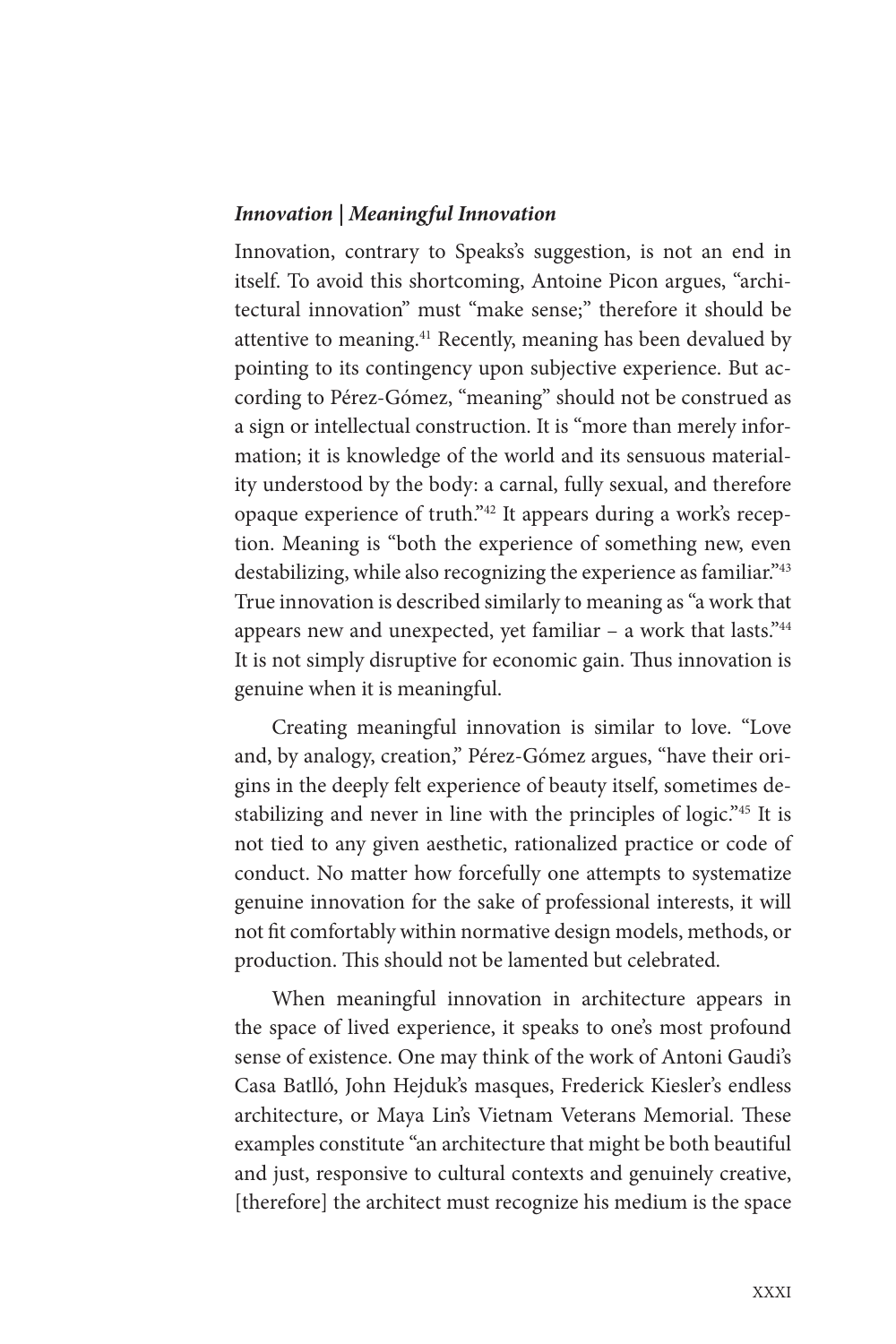### ***Innovation | Meaningful Innovation***

Innovation, contrary to Speaks's suggestion, is not an end in itself. To avoid this shortcoming, Antoine Picon argues, "architectural innovation" must "make sense;" therefore it should be attentive to meaning.[41] Recently, meaning has been devalued by pointing to its contingency upon subjective experience. But according to Pérez-Gómez, "meaning" should not be construed as a sign or intellectual construction. It is "more than merely information; it is knowledge of the world and its sensuous materiality understood by the body: a carnal, fully sexual, and therefore opaque experience of truth."[42] It appears during a work's reception. Meaning is "both the experience of something new, even destabilizing, while also recognizing the experience as familiar."[43] True innovation is described similarly to meaning as "a work that appears new and unexpected, yet familiar – a work that lasts."[44] It is not simply disruptive for economic gain. Thus innovation is genuine when it is meaningful.

Creating meaningful innovation is similar to love. "Love and, by analogy, creation," Pérez-Gómez argues, "have their origins in the deeply felt experience of beauty itself, sometimes destabilizing and never in line with the principles of logic."[45] It is not tied to any given aesthetic, rationalized practice or code of conduct. No matter how forcefully one attempts to systematize genuine innovation for the sake of professional interests, it will not fit comfortably within normative design models, methods, or production. This should not be lamented but celebrated.

When meaningful innovation in architecture appears in the space of lived experience, it speaks to one's most profound sense of existence. One may think of the work of Antoni Gaudi's Casa Batlló, John Hejduk's masques, Frederick Kiesler's endless architecture, or Maya Lin's Vietnam Veterans Memorial. These examples constitute "an architecture that might be both beautiful and just, responsive to cultural contexts and genuinely creative, [therefore] the architect must recognize his medium is the space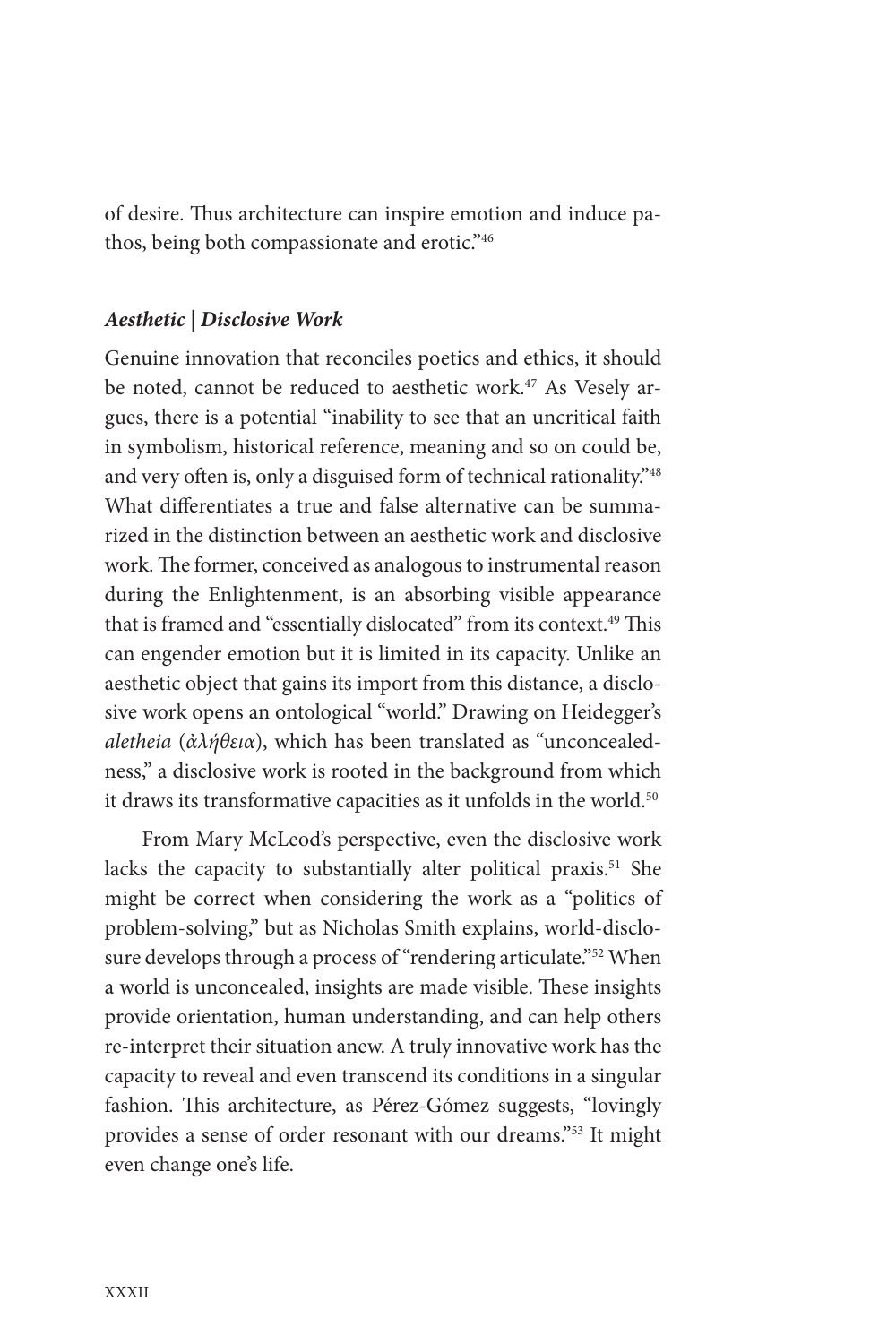of desire. Thus architecture can inspire emotion and induce pathos, being both compassionate and erotic."[46]

### ***Aesthetic | Disclosive Work***

Genuine innovation that reconciles poetics and ethics, it should be noted, cannot be reduced to aesthetic work.[47] As Vesely argues, there is a potential "inability to see that an uncritical faith in symbolism, historical reference, meaning and so on could be, and very often is, only a disguised form of technical rationality."[48] What differentiates a true and false alternative can be summarized in the distinction between an aesthetic work and disclosive work. The former, conceived as analogous to instrumental reason during the Enlightenment, is an absorbing visible appearance that is framed and "essentially dislocated" from its context.[49] This can engender emotion but it is limited in its capacity. Unlike an aesthetic object that gains its import from this distance, a disclosive work opens an ontological "world." Drawing on Heidegger's *aletheia* (*ἀλήθεια*), which has been translated as "unconcealedness," a disclosive work is rooted in the background from which it draws its transformative capacities as it unfolds in the world.[50]

From Mary McLeod's perspective, even the disclosive work lacks the capacity to substantially alter political praxis.[51] She might be correct when considering the work as a "politics of problem-solving," but as Nicholas Smith explains, world-disclosure develops through a process of "rendering articulate."[52] When a world is unconcealed, insights are made visible. These insights provide orientation, human understanding, and can help others re-interpret their situation anew. A truly innovative work has the capacity to reveal and even transcend its conditions in a singular fashion. This architecture, as Pérez-Gómez suggests, "lovingly provides a sense of order resonant with our dreams."[53] It might even change one's life.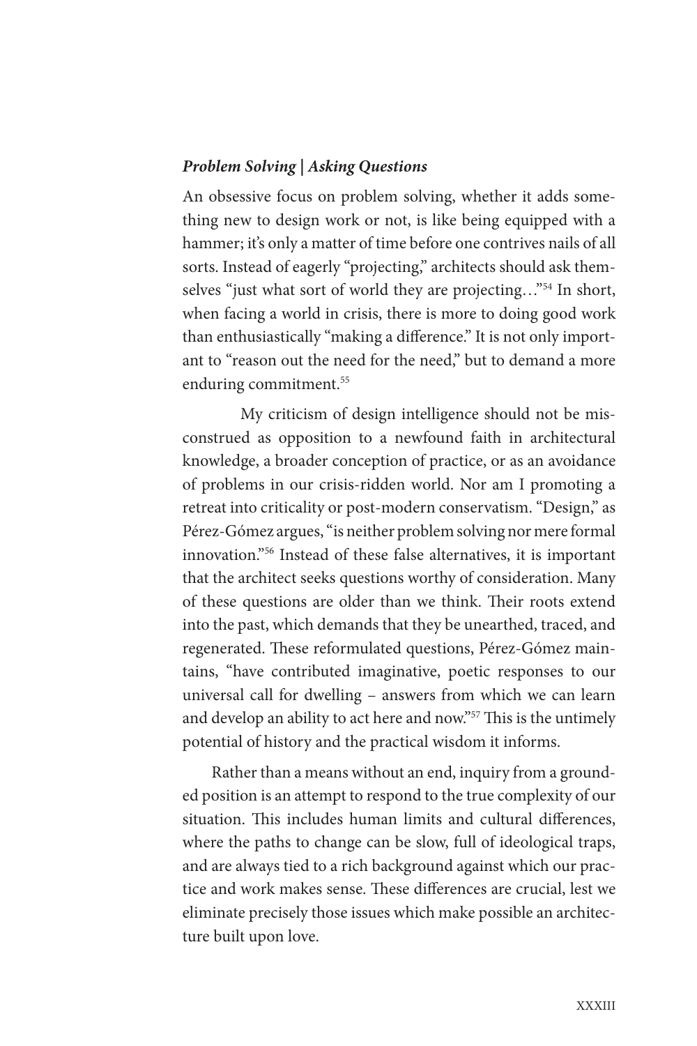***Problem Solving | Asking Questions***

An obsessive focus on problem solving, whether it adds something new to design work or not, is like being equipped with a hammer; it's only a matter of time before one contrives nails of all sorts. Instead of eagerly "projecting," architects should ask themselves "just what sort of world they are projecting…"[54] In short, when facing a world in crisis, there is more to doing good work than enthusiastically "making a difference." It is not only important to "reason out the need for the need," but to demand a more enduring commitment.[55]

My criticism of design intelligence should not be misconstrued as opposition to a newfound faith in architectural knowledge, a broader conception of practice, or as an avoidance of problems in our crisis-ridden world. Nor am I promoting a retreat into criticality or post-modern conservatism. "Design," as Pérez-Gómez argues, "is neither problem solving nor mere formal innovation."[56] Instead of these false alternatives, it is important that the architect seeks questions worthy of consideration. Many of these questions are older than we think. Their roots extend into the past, which demands that they be unearthed, traced, and regenerated. These reformulated questions, Pérez-Gómez maintains, "have contributed imaginative, poetic responses to our universal call for dwelling – answers from which we can learn and develop an ability to act here and now."[57] This is the untimely potential of history and the practical wisdom it informs.

Rather than a means without an end, inquiry from a grounded position is an attempt to respond to the true complexity of our situation. This includes human limits and cultural differences, where the paths to change can be slow, full of ideological traps, and are always tied to a rich background against which our practice and work makes sense. These differences are crucial, lest we eliminate precisely those issues which make possible an architecture built upon love.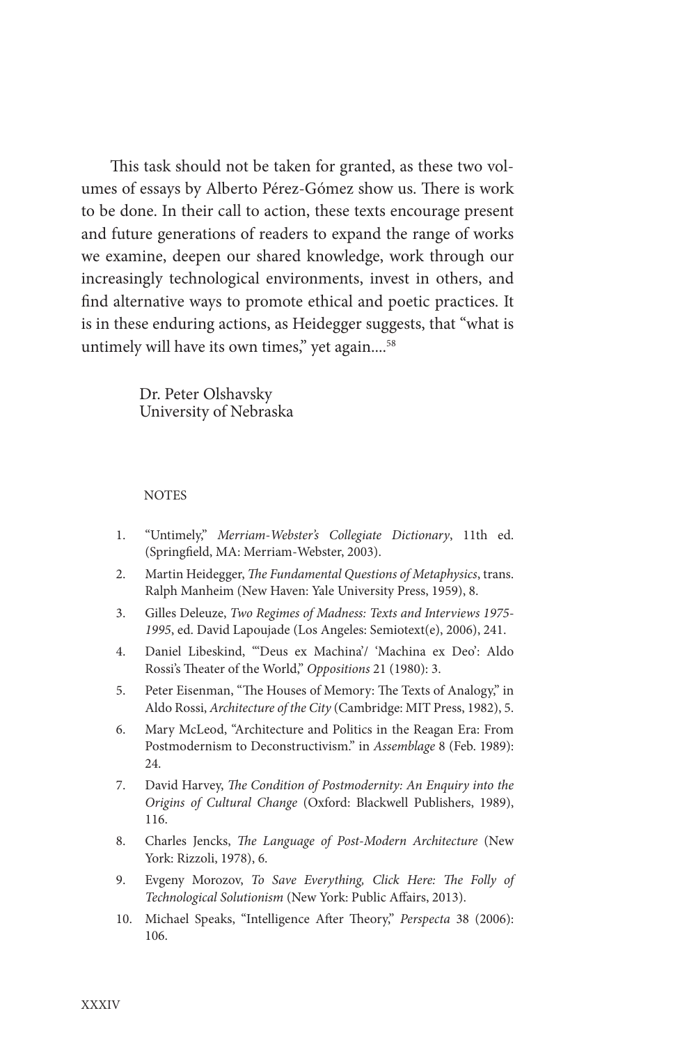This task should not be taken for granted, as these two volumes of essays by Alberto Pérez-Gómez show us. There is work to be done. In their call to action, these texts encourage present and future generations of readers to expand the range of works we examine, deepen our shared knowledge, work through our increasingly technological environments, invest in others, and find alternative ways to promote ethical and poetic practices. It is in these enduring actions, as Heidegger suggests, that "what is untimely will have its own times," yet again....[58]

Dr. Peter Olshavsky
University of Nebraska

NOTES

1. "Untimely," *Merriam-Webster's Collegiate Dictionary*, 11th ed. (Springfield, MA: Merriam-Webster, 2003).
2. Martin Heidegger, *The Fundamental Questions of Metaphysics*, trans. Ralph Manheim (New Haven: Yale University Press, 1959), 8.
3. Gilles Deleuze, *Two Regimes of Madness: Texts and Interviews 1975-1995*, ed. David Lapoujade (Los Angeles: Semiotext(e), 2006), 241.
4. Daniel Libeskind, "'Deus ex Machina'/ 'Machina ex Deo': Aldo Rossi's Theater of the World," *Oppositions* 21 (1980): 3.
5. Peter Eisenman, "The Houses of Memory: The Texts of Analogy," in Aldo Rossi, *Architecture of the City* (Cambridge: MIT Press, 1982), 5.
6. Mary McLeod, "Architecture and Politics in the Reagan Era: From Postmodernism to Deconstructivism." in *Assemblage* 8 (Feb. 1989): 24.
7. David Harvey, *The Condition of Postmodernity: An Enquiry into the Origins of Cultural Change* (Oxford: Blackwell Publishers, 1989), 116.
8. Charles Jencks, *The Language of Post-Modern Architecture* (New York: Rizzoli, 1978), 6.
9. Evgeny Morozov, *To Save Everything, Click Here: The Folly of Technological Solutionism* (New York: Public Affairs, 2013).
10. Michael Speaks, "Intelligence After Theory," *Perspecta* 38 (2006): 106.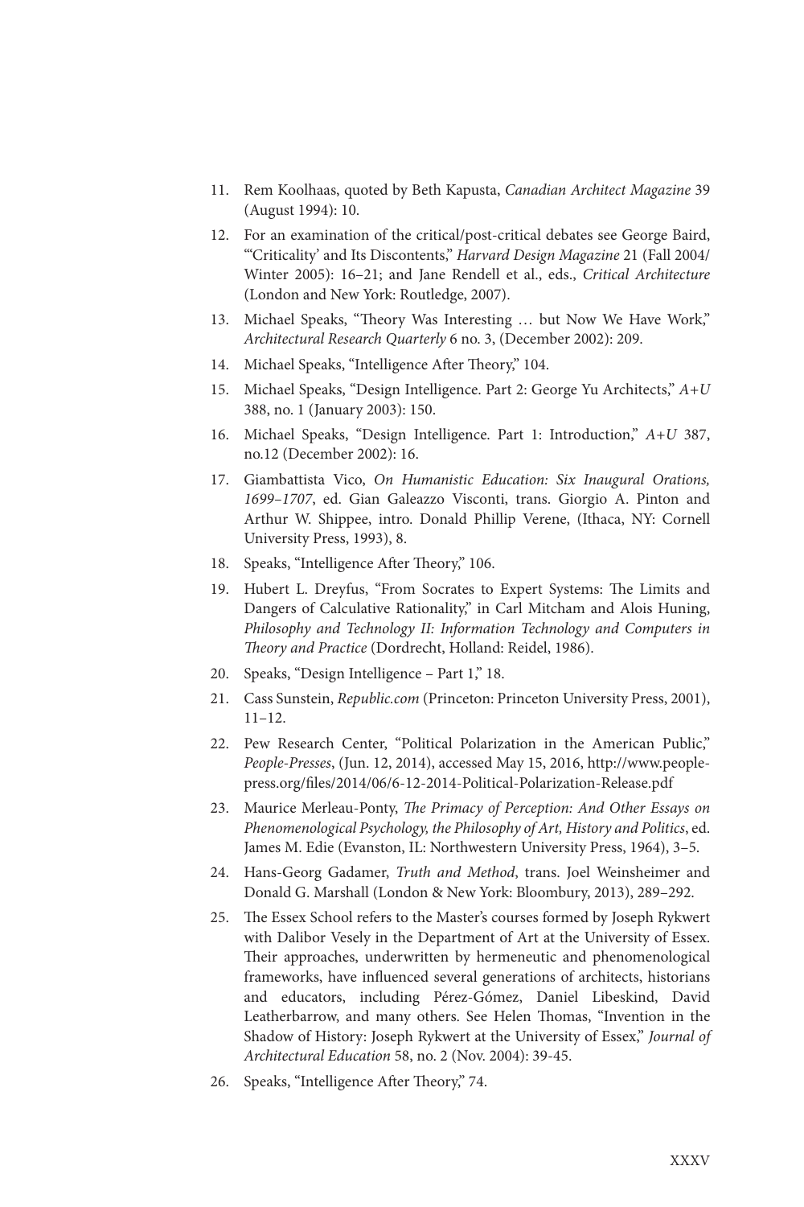11. Rem Koolhaas, quoted by Beth Kapusta, *Canadian Architect Magazine* 39 (August 1994): 10.
12. For an examination of the critical/post-critical debates see George Baird, "'Criticality' and Its Discontents," *Harvard Design Magazine* 21 (Fall 2004/ Winter 2005): 16–21; and Jane Rendell et al., eds., *Critical Architecture* (London and New York: Routledge, 2007).
13. Michael Speaks, "Theory Was Interesting … but Now We Have Work," *Architectural Research Quarterly* 6 no. 3, (December 2002): 209.
14. Michael Speaks, "Intelligence After Theory," 104.
15. Michael Speaks, "Design Intelligence. Part 2: George Yu Architects," *A+U* 388, no. 1 (January 2003): 150.
16. Michael Speaks, "Design Intelligence. Part 1: Introduction," *A+U* 387, no.12 (December 2002): 16.
17. Giambattista Vico, *On Humanistic Education: Six Inaugural Orations, 1699–1707*, ed. Gian Galeazzo Visconti, trans. Giorgio A. Pinton and Arthur W. Shippee, intro. Donald Phillip Verene, (Ithaca, NY: Cornell University Press, 1993), 8.
18. Speaks, "Intelligence After Theory," 106.
19. Hubert L. Dreyfus, "From Socrates to Expert Systems: The Limits and Dangers of Calculative Rationality," in Carl Mitcham and Alois Huning, *Philosophy and Technology II: Information Technology and Computers in Theory and Practice* (Dordrecht, Holland: Reidel, 1986).
20. Speaks, "Design Intelligence – Part 1," 18.
21. Cass Sunstein, *Republic.com* (Princeton: Princeton University Press, 2001), 11–12.
22. Pew Research Center, "Political Polarization in the American Public," *People-Presses*, (Jun. 12, 2014), accessed May 15, 2016, http://www.people-press.org/files/2014/06/6-12-2014-Political-Polarization-Release.pdf
23. Maurice Merleau-Ponty, *The Primacy of Perception: And Other Essays on Phenomenological Psychology, the Philosophy of Art, History and Politics*, ed. James M. Edie (Evanston, IL: Northwestern University Press, 1964), 3–5.
24. Hans-Georg Gadamer, *Truth and Method*, trans. Joel Weinsheimer and Donald G. Marshall (London & New York: Bloombury, 2013), 289–292.
25. The Essex School refers to the Master's courses formed by Joseph Rykwert with Dalibor Vesely in the Department of Art at the University of Essex. Their approaches, underwritten by hermeneutic and phenomenological frameworks, have influenced several generations of architects, historians and educators, including Pérez-Gómez, Daniel Libeskind, David Leatherbarrow, and many others. See Helen Thomas, "Invention in the Shadow of History: Joseph Rykwert at the University of Essex," *Journal of Architectural Education* 58, no. 2 (Nov. 2004): 39-45.
26. Speaks, "Intelligence After Theory," 74.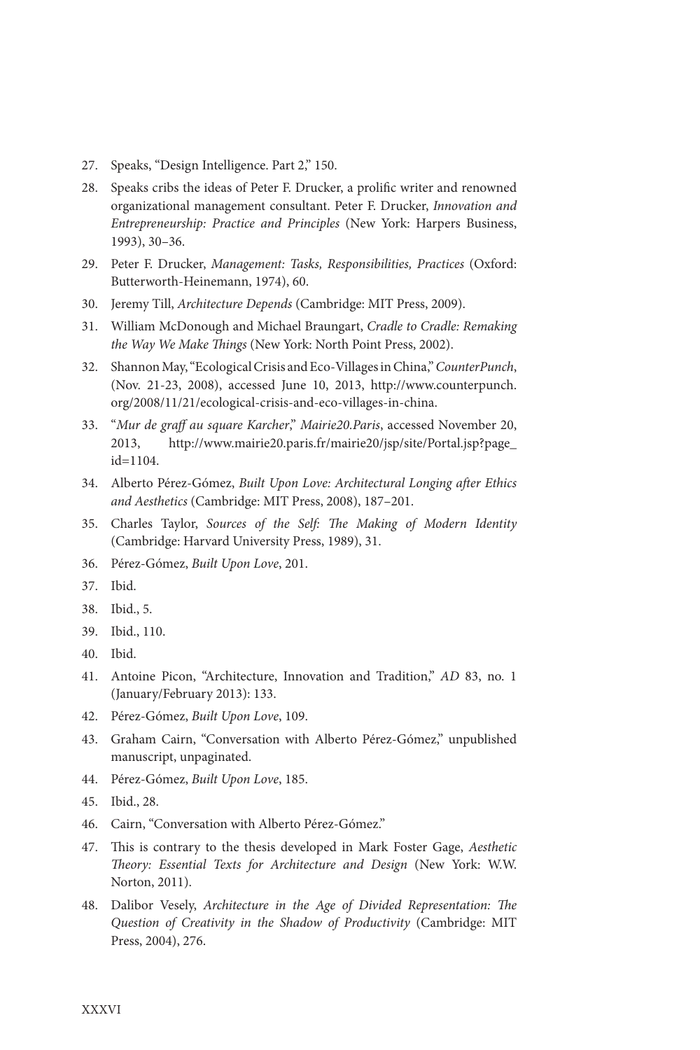27. Speaks, "Design Intelligence. Part 2," 150.
28. Speaks cribs the ideas of Peter F. Drucker, a prolific writer and renowned organizational management consultant. Peter F. Drucker, *Innovation and Entrepreneurship: Practice and Principles* (New York: Harpers Business, 1993), 30–36.
29. Peter F. Drucker, *Management: Tasks, Responsibilities, Practices* (Oxford: Butterworth-Heinemann, 1974), 60.
30. Jeremy Till, *Architecture Depends* (Cambridge: MIT Press, 2009).
31. William McDonough and Michael Braungart, *Cradle to Cradle: Remaking the Way We Make Things* (New York: North Point Press, 2002).
32. Shannon May, "Ecological Crisis and Eco-Villages in China," *CounterPunch*, (Nov. 21-23, 2008), accessed June 10, 2013, http://www.counterpunch.org/2008/11/21/ecological-crisis-and-eco-villages-in-china.
33. "*Mur de graff au square Karcher*," *Mairie20.Paris*, accessed November 20, 2013, http://www.mairie20.paris.fr/mairie20/jsp/site/Portal.jsp?page_id=1104.
34. Alberto Pérez-Gómez, *Built Upon Love: Architectural Longing after Ethics and Aesthetics* (Cambridge: MIT Press, 2008), 187–201.
35. Charles Taylor, *Sources of the Self: The Making of Modern Identity* (Cambridge: Harvard University Press, 1989), 31.
36. Pérez-Gómez, *Built Upon Love*, 201.
37. Ibid.
38. Ibid., 5.
39. Ibid., 110.
40. Ibid.
41. Antoine Picon, "Architecture, Innovation and Tradition," *AD* 83, no. 1 (January/February 2013): 133.
42. Pérez-Gómez, *Built Upon Love*, 109.
43. Graham Cairn, "Conversation with Alberto Pérez-Gómez," unpublished manuscript, unpaginated.
44. Pérez-Gómez, *Built Upon Love*, 185.
45. Ibid., 28.
46. Cairn, "Conversation with Alberto Pérez-Gómez."
47. This is contrary to the thesis developed in Mark Foster Gage, *Aesthetic Theory: Essential Texts for Architecture and Design* (New York: W.W. Norton, 2011).
48. Dalibor Vesely, *Architecture in the Age of Divided Representation: The Question of Creativity in the Shadow of Productivity* (Cambridge: MIT Press, 2004), 276.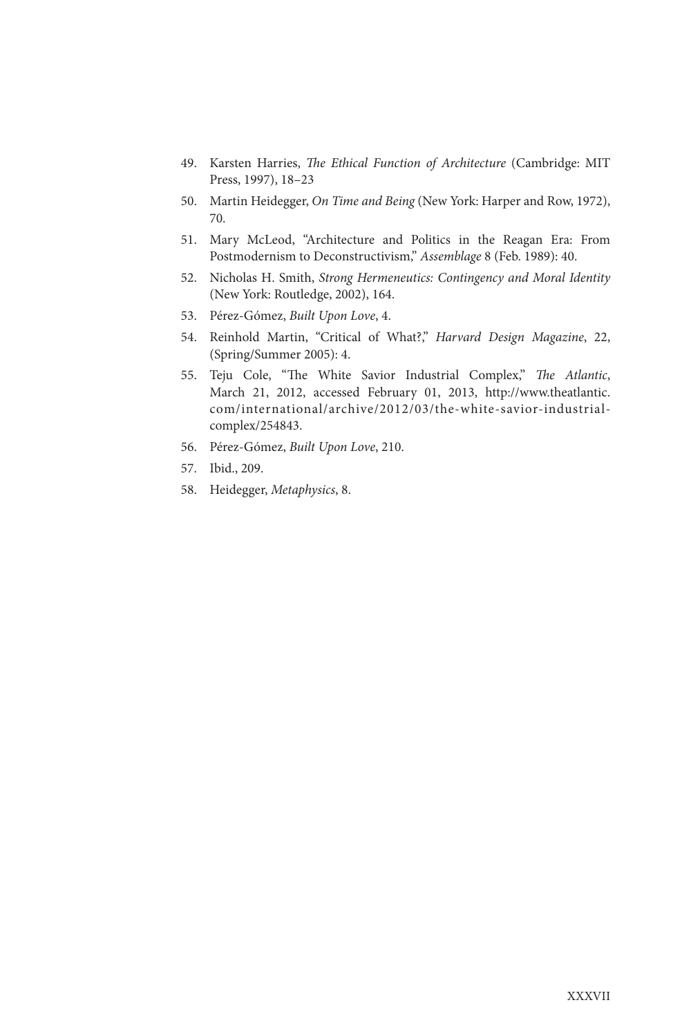49. Karsten Harries, *The Ethical Function of Architecture* (Cambridge: MIT Press, 1997), 18–23
50. Martin Heidegger, *On Time and Being* (New York: Harper and Row, 1972), 70.
51. Mary McLeod, "Architecture and Politics in the Reagan Era: From Postmodernism to Deconstructivism," *Assemblage* 8 (Feb. 1989): 40.
52. Nicholas H. Smith, *Strong Hermeneutics: Contingency and Moral Identity* (New York: Routledge, 2002), 164.
53. Pérez-Gómez, *Built Upon Love*, 4.
54. Reinhold Martin, "Critical of What?," *Harvard Design Magazine*, 22, (Spring/Summer 2005): 4.
55. Teju Cole, "The White Savior Industrial Complex," *The Atlantic*, March 21, 2012, accessed February 01, 2013, http://www.theatlantic.com/international/archive/2012/03/the-white-savior-industrial-complex/254843.
56. Pérez-Gómez, *Built Upon Love*, 210.
57. Ibid., 209.
58. Heidegger, *Metaphysics*, 8.